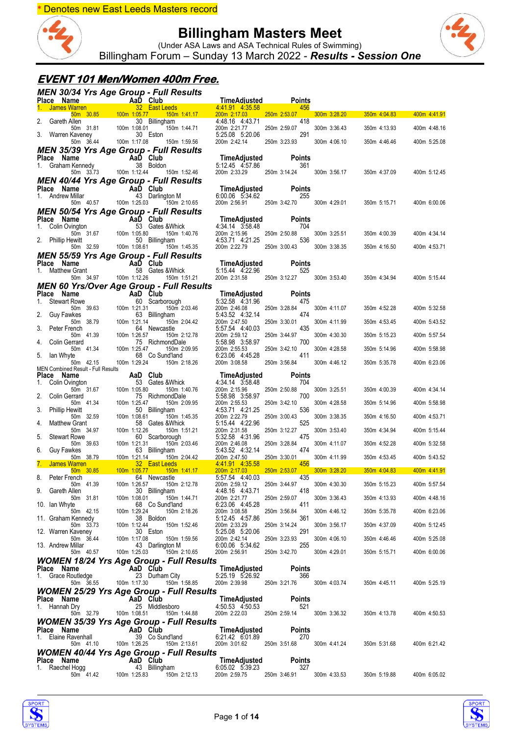\* Denotes new East Leeds Masters record

# Billingham Masters Meet

(Under ASA Laws and ASA Technical Rules of Swimming)

Billingham Forum – Sunday 13 March 2022 - ***Results - Session One***

## EVENT 101 Men/Women 400m Free.

### MEN 30/34 Yrs Age Group - Full Results

| Place | Name | AaD | Club | Time | Adjusted | Points |
|---|---|---|---|---|---|---|
| 1. | James Warren | 32 | East Leeds | 4:41.91 | 4:35.58 | 456 |
| | 50m 30.85 | 100m 1:05.77 | 150m 1:41.17 | 200m 2:17.03 | 250m 2:53.07 | 300m 3:28.20 / 350m 4:04.83 / 400m 4:41.91 |
| 2. | Gareth Allen | 30 | Billingham | 4:48.16 | 4:43.71 | 418 |
| | 50m 31.81 | 100m 1:08.01 | 150m 1:44.71 | 200m 2:21.77 | 250m 2:59.07 | 300m 3:36.43 / 350m 4:13.93 / 400m 4:48.16 |
| 3. | Warren Kaveney | 30 | Eston | 5:25.08 | 5:20.06 | 291 |
| | 50m 36.44 | 100m 1:17.08 | 150m 1:59.56 | 200m 2:42.14 | 250m 3:23.93 | 300m 4:06.10 / 350m 4:46.46 / 400m 5:25.08 |

### MEN 35/39 Yrs Age Group - Full Results

| Place | Name | AaD | Club | Time | Adjusted | Points |
|---|---|---|---|---|---|---|
| 1. | Graham Kennedy | 38 | Boldon | 5:12.45 | 4:57.86 | 361 |
| | 50m 33.73 | 100m 1:12.44 | 150m 1:52.46 | 200m 2:33.29 | 250m 3:14.24 | 300m 3:56.17 / 350m 4:37.09 / 400m 5:12.45 |

### MEN 40/44 Yrs Age Group - Full Results

| Place | Name | AaD | Club | Time | Adjusted | Points |
|---|---|---|---|---|---|---|
| 1. | Andrew Millar | 43 | Darlington M | 6:00.06 | 5:34.62 | 255 |
| | 50m 40.57 | 100m 1:25.03 | 150m 2:10.65 | 200m 2:56.91 | 250m 3:42.70 | 300m 4:29.01 / 350m 5:15.71 / 400m 6:00.06 |

### MEN 50/54 Yrs Age Group - Full Results

| Place | Name | AaD | Club | Time | Adjusted | Points |
|---|---|---|---|---|---|---|
| 1. | Colin Ovington | 53 | Gates &Whick | 4:34.14 | 3:58.48 | 704 |
| | 50m 31.67 | 100m 1:05.80 | 150m 1:40.76 | 200m 2:15.96 | 250m 2:50.88 | 300m 3:25.51 / 350m 4:00.39 / 400m 4:34.14 |
| 2. | Phillip Hewitt | 50 | Billingham | 4:53.71 | 4:21.25 | 536 |
| | 50m 32.59 | 100m 1:08.61 | 150m 1:45.35 | 200m 2:22.79 | 250m 3:00.43 | 300m 3:38.35 / 350m 4:16.50 / 400m 4:53.71 |

### MEN 55/59 Yrs Age Group - Full Results

| Place | Name | AaD | Club | Time | Adjusted | Points |
|---|---|---|---|---|---|---|
| 1. | Matthew Grant | 58 | Gates &Whick | 5:15.44 | 4:22.96 | 525 |
| | 50m 34.97 | 100m 1:12.26 | 150m 1:51.21 | 200m 2:31.58 | 250m 3:12.27 | 300m 3:53.40 / 350m 4:34.94 / 400m 5:15.44 |

### MEN 60 Yrs/Over Age Group - Full Results

| Place | Name | AaD | Club | Time | Adjusted | Points |
|---|---|---|---|---|---|---|
| 1. | Stewart Rowe | 60 | Scarborough | 5:32.58 | 4:31.96 | 475 |
| | 50m 39.63 | 100m 1:21.31 | 150m 2:03.46 | 200m 2:46.08 | 250m 3:28.84 | 300m 4:11.07 / 350m 4:52.28 / 400m 5:32.58 |
| 2. | Guy Fawkes | 63 | Billingham | 5:43.52 | 4:32.14 | 474 |
| | 50m 38.79 | 100m 1:21.14 | 150m 2:04.42 | 200m 2:47.50 | 250m 3:30.01 | 300m 4:11.99 / 350m 4:53.45 / 400m 5:43.52 |
| 3. | Peter French | 64 | Newcastle | 5:57.54 | 4:40.03 | 435 |
| | 50m 41.39 | 100m 1:26.57 | 150m 2:12.78 | 200m 2:59.12 | 250m 3:44.97 | 300m 4:30.30 / 350m 5:15.23 / 400m 5:57.54 |
| 4. | Colin Gerrard | 75 | RichmondDale | 5:58.98 | 3:58.97 | 700 |
| | 50m 41.34 | 100m 1:25.47 | 150m 2:09.95 | 200m 2:55.53 | 250m 3:42.10 | 300m 4:28.58 / 350m 5:14.96 / 400m 5:58.98 |
| 5. | Ian Whyte | 68 | Co Sund'land | 6:23.06 | 4:45.28 | 411 |
| | 50m 42.15 | 100m 1:29.24 | 150m 2:18.26 | 200m 3:08.58 | 250m 3:56.84 | 300m 4:46.12 / 350m 5:35.78 / 400m 6:23.06 |

MEN Combined Result - Full Results

| Place | Name | AaD | Club | Time | Adjusted | Points |
|---|---|---|---|---|---|---|
| 1. | Colin Ovington | 53 | Gates &Whick | 4:34.14 | 3:58.48 | 704 |
| | 50m 31.67 | 100m 1:05.80 | 150m 1:40.76 | 200m 2:15.96 | 250m 2:50.88 | 300m 3:25.51 / 350m 4:00.39 / 400m 4:34.14 |
| 2. | Colin Gerrard | 75 | RichmondDale | 5:58.98 | 3:58.97 | 700 |
| | 50m 41.34 | 100m 1:25.47 | 150m 2:09.95 | 200m 2:55.53 | 250m 3:42.10 | 300m 4:28.58 / 350m 5:14.96 / 400m 5:58.98 |
| 3. | Phillip Hewitt | 50 | Billingham | 4:53.71 | 4:21.25 | 536 |
| | 50m 32.59 | 100m 1:08.61 | 150m 1:45.35 | 200m 2:22.79 | 250m 3:00.43 | 300m 3:38.35 / 350m 4:16.50 / 400m 4:53.71 |
| 4. | Matthew Grant | 58 | Gates &Whick | 5:15.44 | 4:22.96 | 525 |
| | 50m 34.97 | 100m 1:12.26 | 150m 1:51.21 | 200m 2:31.58 | 250m 3:12.27 | 300m 3:53.40 / 350m 4:34.94 / 400m 5:15.44 |
| 5. | Stewart Rowe | 60 | Scarborough | 5:32.58 | 4:31.96 | 475 |
| | 50m 39.63 | 100m 1:21.31 | 150m 2:03.46 | 200m 2:46.08 | 250m 3:28.84 | 300m 4:11.07 / 350m 4:52.28 / 400m 5:32.58 |
| 6. | Guy Fawkes | 63 | Billingham | 5:43.52 | 4:32.14 | 474 |
| | 50m 38.79 | 100m 1:21.14 | 150m 2:04.42 | 200m 2:47.50 | 250m 3:30.01 | 300m 4:11.99 / 350m 4:53.45 / 400m 5:43.52 |
| 7. | James Warren | 32 | East Leeds | 4:41.91 | 4:35.58 | 456 |
| | 50m 30.85 | 100m 1:05.77 | 150m 1:41.17 | 200m 2:17.03 | 250m 2:53.07 | 300m 3:28.20 / 350m 4:04.83 / 400m 4:41.91 |
| 8. | Peter French | 64 | Newcastle | 5:57.54 | 4:40.03 | 435 |
| | 50m 41.39 | 100m 1:26.57 | 150m 2:12.78 | 200m 2:59.12 | 250m 3:44.97 | 300m 4:30.30 / 350m 5:15.23 / 400m 5:57.54 |
| 9. | Gareth Allen | 30 | Billingham | 4:48.16 | 4:43.71 | 418 |
| | 50m 31.81 | 100m 1:08.01 | 150m 1:44.71 | 200m 2:21.77 | 250m 2:59.07 | 300m 3:36.43 / 350m 4:13.93 / 400m 4:48.16 |
| 10. | Ian Whyte | 68 | Co Sund'land | 6:23.06 | 4:45.28 | 411 |
| | 50m 42.15 | 100m 1:29.24 | 150m 2:18.26 | 200m 3:08.58 | 250m 3:56.84 | 300m 4:46.12 / 350m 5:35.78 / 400m 6:23.06 |
| 11. | Graham Kennedy | 38 | Boldon | 5:12.45 | 4:57.86 | 361 |
| | 50m 33.73 | 100m 1:12.44 | 150m 1:52.46 | 200m 2:33.29 | 250m 3:14.24 | 300m 3:56.17 / 350m 4:37.09 / 400m 5:12.45 |
| 12. | Warren Kaveney | 30 | Eston | 5:25.08 | 5:20.06 | 291 |
| | 50m 36.44 | 100m 1:17.08 | 150m 1:59.56 | 200m 2:42.14 | 250m 3:23.93 | 300m 4:06.10 / 350m 4:46.46 / 400m 5:25.08 |
| 13. | Andrew Millar | 43 | Darlington M | 6:00.06 | 5:34.62 | 255 |
| | 50m 40.57 | 100m 1:25.03 | 150m 2:10.65 | 200m 2:56.91 | 250m 3:42.70 | 300m 4:29.01 / 350m 5:15.71 / 400m 6:00.06 |

### WOMEN 18/24 Yrs Age Group - Full Results

| Place | Name | AaD | Club | Time | Adjusted | Points |
|---|---|---|---|---|---|---|
| 1. | Grace Routledge | 23 | Durham City | 5:25.19 | 5:26.92 | 366 |
| | 50m 36.55 | 100m 1:17.30 | 150m 1:58.85 | 200m 2:39.98 | 250m 3:21.76 | 300m 4:03.74 / 350m 4:45.11 / 400m 5:25.19 |

### WOMEN 25/29 Yrs Age Group - Full Results

| Place | Name | AaD | Club | Time | Adjusted | Points |
|---|---|---|---|---|---|---|
| 1. | Hannah Dry | 25 | Middlesboro | 4:50.53 | 4:50.53 | 521 |
| | 50m 32.79 | 100m 1:08.51 | 150m 1:44.88 | 200m 2:22.03 | 250m 2:59.14 | 300m 3:36.32 / 350m 4:13.78 / 400m 4:50.53 |

### WOMEN 35/39 Yrs Age Group - Full Results

| Place | Name | AaD | Club | Time | Adjusted | Points |
|---|---|---|---|---|---|---|
| 1. | Elaine Ravenhall | 39 | Co Sund'land | 6:21.42 | 6:01.89 | 270 |
| | 50m 41.10 | 100m 1:26.25 | 150m 2:13.61 | 200m 3:01.62 | 250m 3:51.68 | 300m 4:41.24 / 350m 5:31.68 / 400m 6:21.42 |

### WOMEN 40/44 Yrs Age Group - Full Results

| Place | Name | AaD | Club | Time | Adjusted | Points |
|---|---|---|---|---|---|---|
| 1. | Raechel Hogg | 43 | Billingham | 6:05.02 | 5:39.23 | 327 |
| | 50m 41.42 | 100m 1:25.83 | 150m 2:12.13 | 200m 2:59.75 | 250m 3:46.91 | 300m 4:33.53 / 350m 5:19.88 / 400m 6:05.02 |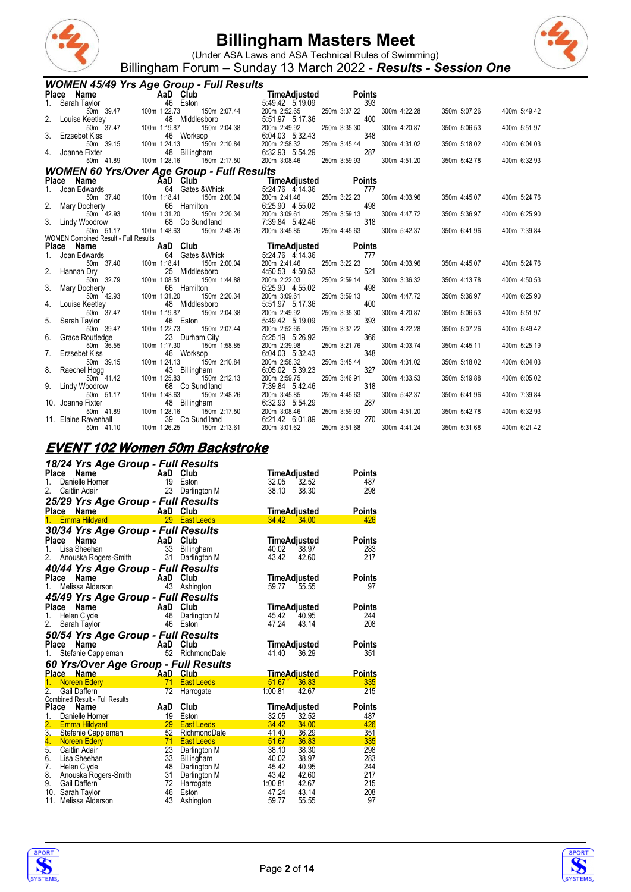# Billingham Masters Meet

(Under ASA Laws and ASA Technical Rules of Swimming)

Billingham Forum – Sunday 13 March 2022 - ***Results - Session One***

### *WOMEN 45/49 Yrs Age Group - Full Results*

| Place | Name | AaD | Club | Time | Adjusted | Points | | | | |
|---|---|---|---|---|---|---|---|---|---|---|
| 1. | Sarah Taylor | 46 | Eston | 5:49.42 | 5:19.09 | 393 | | | | |
| | 50m 39.47 | 100m 1:22.73 | 150m 2:07.44 | 200m 2:52.65 | | 250m 3:37.22 | 300m 4:22.28 | 350m 5:07.26 | 400m 5:49.42 | |
| 2. | Louise Keetley | 48 | Middlesboro | 5:51.97 | 5:17.36 | 400 | | | | |
| | 50m 37.47 | 100m 1:19.87 | 150m 2:04.38 | 200m 2:49.92 | | 250m 3:35.30 | 300m 4:20.87 | 350m 5:06.53 | 400m 5:51.97 | |
| 3. | Erzsebet Kiss | 46 | Worksop | 6:04.03 | 5:32.43 | 348 | | | | |
| | 50m 39.15 | 100m 1:24.13 | 150m 2:10.84 | 200m 2:58.32 | | 250m 3:45.44 | 300m 4:31.02 | 350m 5:18.02 | 400m 6:04.03 | |
| 4. | Joanne Fixter | 48 | Billingham | 6:32.93 | 5:54.29 | 287 | | | | |
| | 50m 41.89 | 100m 1:28.16 | 150m 2:17.50 | 200m 3:08.46 | | 250m 3:59.93 | 300m 4:51.20 | 350m 5:42.78 | 400m 6:32.93 | |

### *WOMEN 60 Yrs/Over Age Group - Full Results*

| Place | Name | AaD | Club | Time | Adjusted | Points | | | | |
|---|---|---|---|---|---|---|---|---|---|---|
| 1. | Joan Edwards | 64 | Gates &Whick | 5:24.76 | 4:14.36 | 777 | | | | |
| | 50m 37.40 | 100m 1:18.41 | 150m 2:00.04 | 200m 2:41.46 | | 250m 3:22.23 | 300m 4:03.96 | 350m 4:45.07 | 400m 5:24.76 | |
| 2. | Mary Docherty | 66 | Hamilton | 6:25.90 | 4:55.02 | 498 | | | | |
| | 50m 42.93 | 100m 1:31.20 | 150m 2:20.34 | 200m 3:09.61 | | 250m 3:59.13 | 300m 4:47.72 | 350m 5:36.97 | 400m 6:25.90 | |
| 3. | Lindy Woodrow | 68 | Co Sund'land | 7:39.84 | 5:42.46 | 318 | | | | |
| | 50m 51.17 | 100m 1:48.63 | 150m 2:48.26 | 200m 3:45.85 | | 250m 4:45.63 | 300m 5:42.37 | 350m 6:41.96 | 400m 7:39.84 | |

WOMEN Combined Result - Full Results

| Place | Name | AaD | Club | Time | Adjusted | Points | | | | |
|---|---|---|---|---|---|---|---|---|---|---|
| 1. | Joan Edwards | 64 | Gates &Whick | 5:24.76 | 4:14.36 | 777 | | | | |
| | 50m 37.40 | 100m 1:18.41 | 150m 2:00.04 | 200m 2:41.46 | | 250m 3:22.23 | 300m 4:03.96 | 350m 4:45.07 | 400m 5:24.76 | |
| 2. | Hannah Dry | 25 | Middlesboro | 4:50.53 | 4:50.53 | 521 | | | | |
| | 50m 32.79 | 100m 1:08.51 | 150m 1:44.88 | 200m 2:22.03 | | 250m 2:59.14 | 300m 3:36.32 | 350m 4:13.78 | 400m 4:50.53 | |
| 3. | Mary Docherty | 66 | Hamilton | 6:25.90 | 4:55.02 | 498 | | | | |
| | 50m 42.93 | 100m 1:31.20 | 150m 2:20.34 | 200m 3:09.61 | | 250m 3:59.13 | 300m 4:47.72 | 350m 5:36.97 | 400m 6:25.90 | |
| 4. | Louise Keetley | 48 | Middlesboro | 5:51.97 | 5:17.36 | 400 | | | | |
| | 50m 37.47 | 100m 1:19.87 | 150m 2:04.38 | 200m 2:49.92 | | 250m 3:35.30 | 300m 4:20.87 | 350m 5:06.53 | 400m 5:51.97 | |
| 5. | Sarah Taylor | 46 | Eston | 5:49.42 | 5:19.09 | 393 | | | | |
| | 50m 39.47 | 100m 1:22.73 | 150m 2:07.44 | 200m 2:52.65 | | 250m 3:37.22 | 300m 4:22.28 | 350m 5:07.26 | 400m 5:49.42 | |
| 6. | Grace Routledge | 23 | Durham City | 5:25.19 | 5:26.92 | 366 | | | | |
| | 50m 36.55 | 100m 1:17.30 | 150m 1:58.85 | 200m 2:39.98 | | 250m 3:21.76 | 300m 4:03.74 | 350m 4:45.11 | 400m 5:25.19 | |
| 7. | Erzsebet Kiss | 46 | Worksop | 6:04.03 | 5:32.43 | 348 | | | | |
| | 50m 39.15 | 100m 1:24.13 | 150m 2:10.84 | 200m 2:58.32 | | 250m 3:45.44 | 300m 4:31.02 | 350m 5:18.02 | 400m 6:04.03 | |
| 8. | Raechel Hogg | 43 | Billingham | 6:05.02 | 5:39.23 | 327 | | | | |
| | 50m 41.42 | 100m 1:25.83 | 150m 2:12.13 | 200m 2:59.75 | | 250m 3:46.91 | 300m 4:33.53 | 350m 5:19.88 | 400m 6:05.02 | |
| 9. | Lindy Woodrow | 68 | Co Sund'land | 7:39.84 | 5:42.46 | 318 | | | | |
| | 50m 51.17 | 100m 1:48.63 | 150m 2:48.26 | 200m 3:45.85 | | 250m 4:45.63 | 300m 5:42.37 | 350m 6:41.96 | 400m 7:39.84 | |
| 10. | Joanne Fixter | 48 | Billingham | 6:32.93 | 5:54.29 | 287 | | | | |
| | 50m 41.89 | 100m 1:28.16 | 150m 2:17.50 | 200m 3:08.46 | | 250m 3:59.93 | 300m 4:51.20 | 350m 5:42.78 | 400m 6:32.93 | |
| 11. | Elaine Ravenhall | 39 | Co Sund'land | 6:21.42 | 6:01.89 | 270 | | | | |
| | 50m 41.10 | 100m 1:26.25 | 150m 2:13.61 | 200m 3:01.62 | | 250m 3:51.68 | 300m 4:41.24 | 350m 5:31.68 | 400m 6:21.42 | |

## *EVENT 102 Women 50m Backstroke*

### *18/24 Yrs Age Group - Full Results*

| Place | Name | AaD | Club | Time | Adjusted | Points |
|---|---|---|---|---|---|---|
| 1. | Danielle Horner | 19 | Eston | 32.05 | 32.52 | 487 |
| 2. | Caitlin Adair | 23 | Darlington M | 38.10 | 38.30 | 298 |

### *25/29 Yrs Age Group - Full Results*

| Place | Name | AaD | Club | Time | Adjusted | Points |
|---|---|---|---|---|---|---|
| 1. | Emma Hildyard | 29 | East Leeds | 34.42 | 34.00 | 426 |

### *30/34 Yrs Age Group - Full Results*

| Place | Name | AaD | Club | Time | Adjusted | Points |
|---|---|---|---|---|---|---|
| 1. | Lisa Sheehan | 33 | Billingham | 40.02 | 38.97 | 283 |
| 2. | Anouska Rogers-Smith | 31 | Darlington M | 43.42 | 42.60 | 217 |

### *40/44 Yrs Age Group - Full Results*

| Place | Name | AaD | Club | Time | Adjusted | Points |
|---|---|---|---|---|---|---|
| 1. | Melissa Alderson | 43 | Ashington | 59.77 | 55.55 | 97 |

### *45/49 Yrs Age Group - Full Results*

| Place | Name | AaD | Club | Time | Adjusted | Points |
|---|---|---|---|---|---|---|
| 1. | Helen Clyde | 48 | Darlington M | 45.42 | 40.95 | 244 |
| 2. | Sarah Taylor | 46 | Eston | 47.24 | 43.14 | 208 |

### *50/54 Yrs Age Group - Full Results*

| Place | Name | AaD | Club | Time | Adjusted | Points |
|---|---|---|---|---|---|---|
| 1. | Stefanie Cappleman | 52 | RichmondDale | 41.40 | 36.29 | 351 |

### *60 Yrs/Over Age Group - Full Results*

| Place | Name | AaD | Club | Time | Adjusted | Points |
|---|---|---|---|---|---|---|
| 1. | Noreen Edery | 71 | East Leeds | 51.67 * | 36.83 | 335 |
| 2. | Gail Daffern | 72 | Harrogate | 1:00.81 | 42.67 | 215 |

Combined Result - Full Results

| Place | Name | AaD | Club | Time | Adjusted | Points |
|---|---|---|---|---|---|---|
| 1. | Danielle Horner | 19 | Eston | 32.05 | 32.52 | 487 |
| 2. | Emma Hildyard | 29 | East Leeds | 34.42 | 34.00 | 426 |
| 3. | Stefanie Cappleman | 52 | RichmondDale | 41.40 | 36.29 | 351 |
| 4. | Noreen Edery | 71 | East Leeds | 51.67 | 36.83 | 335 |
| 5. | Caitlin Adair | 23 | Darlington M | 38.10 | 38.30 | 298 |
| 6. | Lisa Sheehan | 33 | Billingham | 40.02 | 38.97 | 283 |
| 7. | Helen Clyde | 48 | Darlington M | 45.42 | 40.95 | 244 |
| 8. | Anouska Rogers-Smith | 31 | Darlington M | 43.42 | 42.60 | 217 |
| 9. | Gail Daffern | 72 | Harrogate | 1:00.81 | 42.67 | 215 |
| 10. | Sarah Taylor | 46 | Eston | 47.24 | 43.14 | 208 |
| 11. | Melissa Alderson | 43 | Ashington | 59.77 | 55.55 | 97 |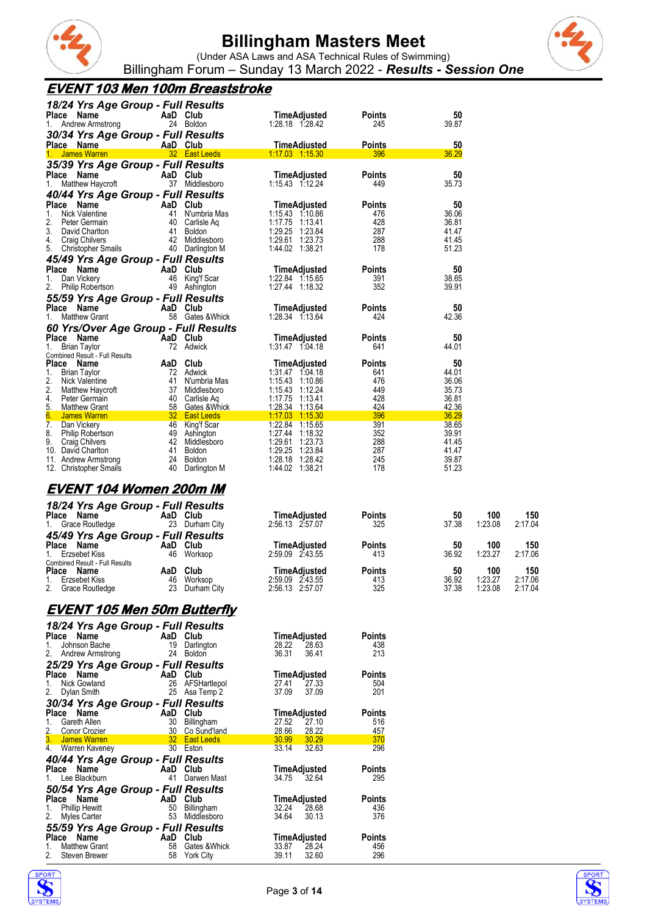# Billingham Masters Meet

(Under ASA Laws and ASA Technical Rules of Swimming)

Billingham Forum – Sunday 13 March 2022 - ***Results - Session One***

## EVENT 103 Men 100m Breaststroke

### 18/24 Yrs Age Group - Full Results

| Place | Name | AaD | Club | Time | Adjusted | Points | 50 |
|---|---|---|---|---|---|---|---|
| 1. | Andrew Armstrong | 24 | Boldon | 1:28.18 | 1:28.42 | 245 | 39.87 |

### 30/34 Yrs Age Group - Full Results

| Place | Name | AaD | Club | Time | Adjusted | Points | 50 |
|---|---|---|---|---|---|---|---|
| 1. | James Warren | 32 | East Leeds | 1:17.03 | 1:15.30 | 396 | 36.29 |

### 35/39 Yrs Age Group - Full Results

| Place | Name | AaD | Club | Time | Adjusted | Points | 50 |
|---|---|---|---|---|---|---|---|
| 1. | Matthew Haycroft | 37 | Middlesboro | 1:15.43 | 1:12.24 | 449 | 35.73 |

### 40/44 Yrs Age Group - Full Results

| Place | Name | AaD | Club | Time | Adjusted | Points | 50 |
|---|---|---|---|---|---|---|---|
| 1. | Nick Valentine | 41 | N'umbria Mas | 1:15.43 | 1:10.86 | 476 | 36.06 |
| 2. | Peter Germain | 40 | Carlisle Aq | 1:17.75 | 1:13.41 | 428 | 36.81 |
| 3. | David Charlton | 41 | Boldon | 1:29.25 | 1:23.84 | 287 | 41.47 |
| 4. | Craig Chilvers | 42 | Middlesboro | 1:29.61 | 1:23.73 | 288 | 41.45 |
| 5. | Christopher Smails | 40 | Darlington M | 1:44.02 | 1:38.21 | 178 | 51.23 |

### 45/49 Yrs Age Group - Full Results

| Place | Name | AaD | Club | Time | Adjusted | Points | 50 |
|---|---|---|---|---|---|---|---|
| 1. | Dan Vickery | 46 | King'f Scar | 1:22.84 | 1:15.65 | 391 | 38.65 |
| 2. | Philip Robertson | 49 | Ashington | 1:27.44 | 1:18.32 | 352 | 39.91 |

### 55/59 Yrs Age Group - Full Results

| Place | Name | AaD | Club | Time | Adjusted | Points | 50 |
|---|---|---|---|---|---|---|---|
| 1. | Matthew Grant | 58 | Gates &Whick | 1:28.34 | 1:13.64 | 424 | 42.36 |

### 60 Yrs/Over Age Group - Full Results

| Place | Name | AaD | Club | Time | Adjusted | Points | 50 |
|---|---|---|---|---|---|---|---|
| 1. | Brian Taylor | 72 | Adwick | 1:31.47 | 1:04.18 | 641 | 44.01 |

Combined Result - Full Results

| Place | Name | AaD | Club | Time | Adjusted | Points | 50 |
|---|---|---|---|---|---|---|---|
| 1. | Brian Taylor | 72 | Adwick | 1:31.47 | 1:04.18 | 641 | 44.01 |
| 2. | Nick Valentine | 41 | N'umbria Mas | 1:15.43 | 1:10.86 | 476 | 36.06 |
| 2. | Matthew Haycroft | 37 | Middlesboro | 1:15.43 | 1:12.24 | 449 | 35.73 |
| 4. | Peter Germain | 40 | Carlisle Aq | 1:17.75 | 1:13.41 | 428 | 36.81 |
| 5. | Matthew Grant | 58 | Gates &Whick | 1:28.34 | 1:13.64 | 424 | 42.36 |
| 6. | James Warren | 32 | East Leeds | 1:17.03 | 1:15.30 | 396 | 36.29 |
| 7. | Dan Vickery | 46 | King'f Scar | 1:22.84 | 1:15.65 | 391 | 38.65 |
| 8. | Philip Robertson | 49 | Ashington | 1:27.44 | 1:18.32 | 352 | 39.91 |
| 9. | Craig Chilvers | 42 | Middlesboro | 1:29.61 | 1:23.73 | 288 | 41.45 |
| 10. | David Charlton | 41 | Boldon | 1:29.25 | 1:23.84 | 287 | 41.47 |
| 11. | Andrew Armstrong | 24 | Boldon | 1:28.18 | 1:28.42 | 245 | 39.87 |
| 12. | Christopher Smails | 40 | Darlington M | 1:44.02 | 1:38.21 | 178 | 51.23 |

## EVENT 104 Women 200m IM

### 18/24 Yrs Age Group - Full Results

| Place | Name | AaD | Club | Time | Adjusted | Points | 50 | 100 | 150 |
|---|---|---|---|---|---|---|---|---|---|
| 1. | Grace Routledge | 23 | Durham City | 2:56.13 | 2:57.07 | 325 | 37.38 | 1:23.08 | 2:17.04 |

### 45/49 Yrs Age Group - Full Results

| Place | Name | AaD | Club | Time | Adjusted | Points | 50 | 100 | 150 |
|---|---|---|---|---|---|---|---|---|---|
| 1. | Erzsebet Kiss | 46 | Worksop | 2:59.09 | 2:43.55 | 413 | 36.92 | 1:23.27 | 2:17.06 |

Combined Result - Full Results

| Place | Name | AaD | Club | Time | Adjusted | Points | 50 | 100 | 150 |
|---|---|---|---|---|---|---|---|---|---|
| 1. | Erzsebet Kiss | 46 | Worksop | 2:59.09 | 2:43.55 | 413 | 36.92 | 1:23.27 | 2:17.06 |
| 2. | Grace Routledge | 23 | Durham City | 2:56.13 | 2:57.07 | 325 | 37.38 | 1:23.08 | 2:17.04 |

## EVENT 105 Men 50m Butterfly

### 18/24 Yrs Age Group - Full Results

| Place | Name | AaD | Club | Time | Adjusted | Points |
|---|---|---|---|---|---|---|
| 1. | Johnson Bache | 19 | Darlington | 28.22 | 28.63 | 438 |
| 2. | Andrew Armstrong | 24 | Boldon | 36.31 | 36.41 | 213 |

### 25/29 Yrs Age Group - Full Results

| Place | Name | AaD | Club | Time | Adjusted | Points |
|---|---|---|---|---|---|---|
| 1. | Nick Gowland | 26 | AFSHartlepol | 27.41 | 27.33 | 504 |
| 2. | Dylan Smith | 25 | Asa Temp 2 | 37.09 | 37.09 | 201 |

### 30/34 Yrs Age Group - Full Results

| Place | Name | AaD | Club | Time | Adjusted | Points |
|---|---|---|---|---|---|---|
| 1. | Gareth Allen | 30 | Billingham | 27.52 | 27.10 | 516 |
| 2. | Conor Crozier | 30 | Co Sund'land | 28.66 | 28.22 | 457 |
| 3. | James Warren | 32 | East Leeds | 30.99 | 30.29 | 370 |
| 4. | Warren Kaveney | 30 | Eston | 33.14 | 32.63 | 296 |

### 40/44 Yrs Age Group - Full Results

| Place | Name | AaD | Club | Time | Adjusted | Points |
|---|---|---|---|---|---|---|
| 1. | Lee Blackburn | 41 | Darwen Mast | 34.75 | 32.64 | 295 |

### 50/54 Yrs Age Group - Full Results

| Place | Name | AaD | Club | Time | Adjusted | Points |
|---|---|---|---|---|---|---|
| 1. | Phillip Hewitt | 50 | Billingham | 32.24 | 28.68 | 436 |
| 2. | Myles Carter | 53 | Middlesboro | 34.64 | 30.13 | 376 |

### 55/59 Yrs Age Group - Full Results

| Place | Name | AaD | Club | Time | Adjusted | Points |
|---|---|---|---|---|---|---|
| 1. | Matthew Grant | 58 | Gates &Whick | 33.87 | 28.24 | 456 |
| 2. | Steven Brewer | 58 | York City | 39.11 | 32.60 | 296 |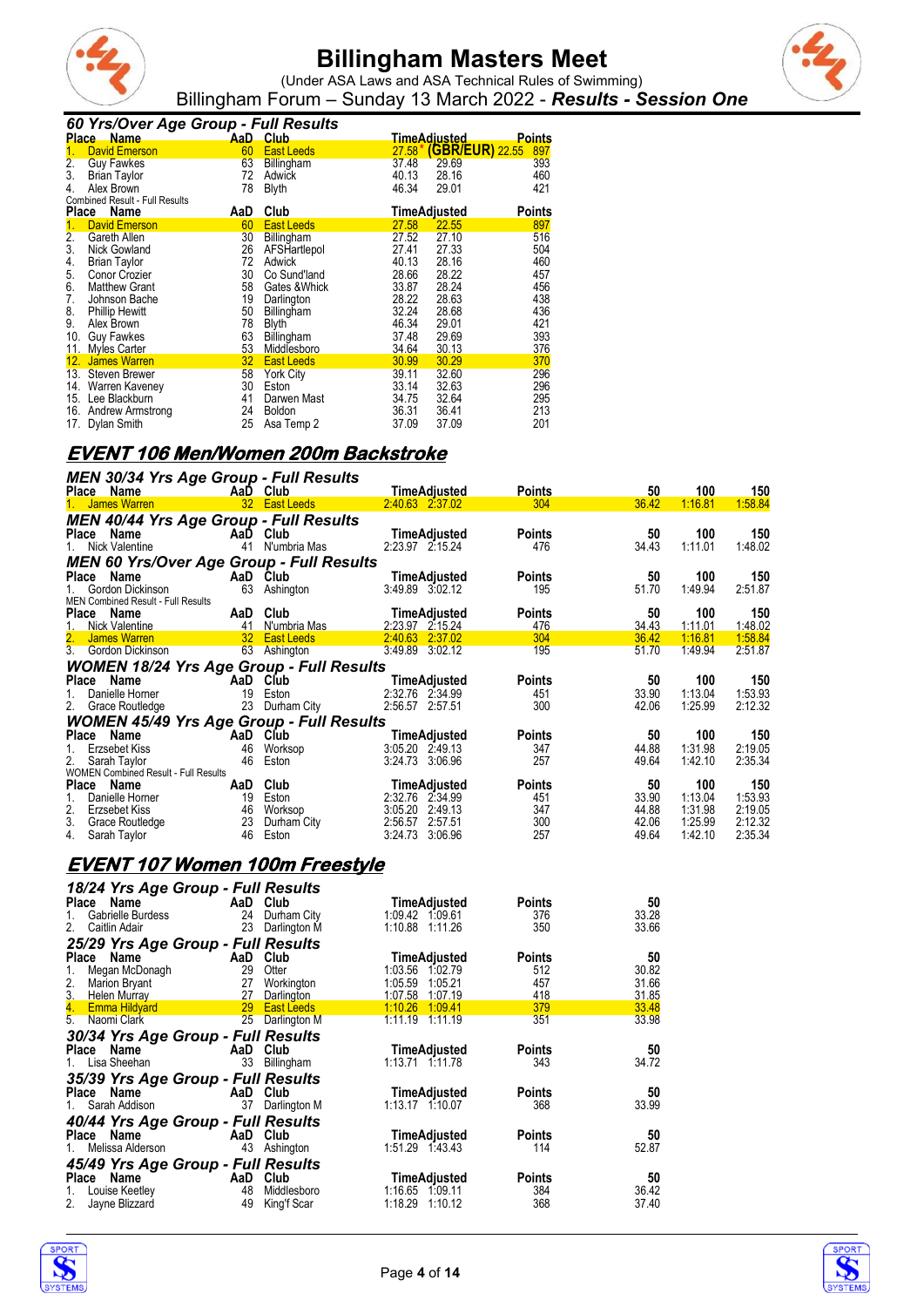# Billingham Masters Meet

(Under ASA Laws and ASA Technical Rules of Swimming)

Billingham Forum – Sunday 13 March 2022 - ***Results - Session One***

### *60 Yrs/Over Age Group - Full Results*

| Place | Name | AaD | Club | Time | Adjusted | Points |
|---|---|---|---|---|---|---|
| 1. | David Emerson | 60 | East Leeds | 27.58* | (GBR/EUR) 22.55 | 897 |
| 2. | Guy Fawkes | 63 | Billingham | 37.48 | 29.69 | 393 |
| 3. | Brian Taylor | 72 | Adwick | 40.13 | 28.16 | 460 |
| 4. | Alex Brown | 78 | Blyth | 46.34 | 29.01 | 421 |

Combined Result - Full Results

| Place | Name | AaD | Club | Time | Adjusted | Points |
|---|---|---|---|---|---|---|
| 1. | David Emerson | 60 | East Leeds | 27.58 | 22.55 | 897 |
| 2. | Gareth Allen | 30 | Billingham | 27.52 | 27.10 | 516 |
| 3. | Nick Gowland | 26 | AFSHartlepol | 27.41 | 27.33 | 504 |
| 4. | Brian Taylor | 72 | Adwick | 40.13 | 28.16 | 460 |
| 5. | Conor Crozier | 30 | Co Sund'land | 28.66 | 28.22 | 457 |
| 6. | Matthew Grant | 58 | Gates &Whick | 33.87 | 28.24 | 456 |
| 7. | Johnson Bache | 19 | Darlington | 28.22 | 28.63 | 438 |
| 8. | Phillip Hewitt | 50 | Billingham | 32.24 | 28.68 | 436 |
| 9. | Alex Brown | 78 | Blyth | 46.34 | 29.01 | 421 |
| 10. | Guy Fawkes | 63 | Billingham | 37.48 | 29.69 | 393 |
| 11. | Myles Carter | 53 | Middlesboro | 34.64 | 30.13 | 376 |
| 12. | James Warren | 32 | East Leeds | 30.99 | 30.29 | 370 |
| 13. | Steven Brewer | 58 | York City | 39.11 | 32.60 | 296 |
| 14. | Warren Kaveney | 30 | Eston | 33.14 | 32.63 | 296 |
| 15. | Lee Blackburn | 41 | Darwen Mast | 34.75 | 32.64 | 295 |
| 16. | Andrew Armstrong | 24 | Boldon | 36.31 | 36.41 | 213 |
| 17. | Dylan Smith | 25 | Asa Temp 2 | 37.09 | 37.09 | 201 |

## EVENT 106 Men/Women 200m Backstroke

### *MEN 30/34 Yrs Age Group - Full Results*

| Place | Name | AaD | Club | Time | Adjusted | Points | 50 | 100 | 150 |
|---|---|---|---|---|---|---|---|---|---|
| 1. | James Warren | 32 | East Leeds | 2:40.63 | 2:37.02 | 304 | 36.42 | 1:16.81 | 1:58.84 |

### *MEN 40/44 Yrs Age Group - Full Results*

| Place | Name | AaD | Club | Time | Adjusted | Points | 50 | 100 | 150 |
|---|---|---|---|---|---|---|---|---|---|
| 1. | Nick Valentine | 41 | N'umbria Mas | 2:23.97 | 2:15.24 | 476 | 34.43 | 1:11.01 | 1:48.02 |

### *MEN 60 Yrs/Over Age Group - Full Results*

| Place | Name | AaD | Club | Time | Adjusted | Points | 50 | 100 | 150 |
|---|---|---|---|---|---|---|---|---|---|
| 1. | Gordon Dickinson | 63 | Ashington | 3:49.89 | 3:02.12 | 195 | 51.70 | 1:49.94 | 2:51.87 |

MEN Combined Result - Full Results

| Place | Name | AaD | Club | Time | Adjusted | Points | 50 | 100 | 150 |
|---|---|---|---|---|---|---|---|---|---|
| 1. | Nick Valentine | 41 | N'umbria Mas | 2:23.97 | 2:15.24 | 476 | 34.43 | 1:11.01 | 1:48.02 |
| 2. | James Warren | 32 | East Leeds | 2:40.63 | 2:37.02 | 304 | 36.42 | 1:16.81 | 1:58.84 |
| 3. | Gordon Dickinson | 63 | Ashington | 3:49.89 | 3:02.12 | 195 | 51.70 | 1:49.94 | 2:51.87 |

### *WOMEN 18/24 Yrs Age Group - Full Results*

| Place | Name | AaD | Club | Time | Adjusted | Points | 50 | 100 | 150 |
|---|---|---|---|---|---|---|---|---|---|
| 1. | Danielle Horner | 19 | Eston | 2:32.76 | 2:34.99 | 451 | 33.90 | 1:13.04 | 1:53.93 |
| 2. | Grace Routledge | 23 | Durham City | 2:56.57 | 2:57.51 | 300 | 42.06 | 1:25.99 | 2:12.32 |

### *WOMEN 45/49 Yrs Age Group - Full Results*

| Place | Name | AaD | Club | Time | Adjusted | Points | 50 | 100 | 150 |
|---|---|---|---|---|---|---|---|---|---|
| 1. | Erzsebet Kiss | 46 | Worksop | 3:05.20 | 2:49.13 | 347 | 44.88 | 1:31.98 | 2:19.05 |
| 2. | Sarah Taylor | 46 | Eston | 3:24.73 | 3:06.96 | 257 | 49.64 | 1:42.10 | 2:35.34 |

WOMEN Combined Result - Full Results

| Place | Name | AaD | Club | Time | Adjusted | Points | 50 | 100 | 150 |
|---|---|---|---|---|---|---|---|---|---|
| 1. | Danielle Horner | 19 | Eston | 2:32.76 | 2:34.99 | 451 | 33.90 | 1:13.04 | 1:53.93 |
| 2. | Erzsebet Kiss | 46 | Worksop | 3:05.20 | 2:49.13 | 347 | 44.88 | 1:31.98 | 2:19.05 |
| 3. | Grace Routledge | 23 | Durham City | 2:56.57 | 2:57.51 | 300 | 42.06 | 1:25.99 | 2:12.32 |
| 4. | Sarah Taylor | 46 | Eston | 3:24.73 | 3:06.96 | 257 | 49.64 | 1:42.10 | 2:35.34 |

## EVENT 107 Women 100m Freestyle

### *18/24 Yrs Age Group - Full Results*

| Place | Name | AaD | Club | Time | Adjusted | Points | 50 |
|---|---|---|---|---|---|---|---|
| 1. | Gabrielle Burdess | 24 | Durham City | 1:09.42 | 1:09.61 | 376 | 33.28 |
| 2. | Caitlin Adair | 23 | Darlington M | 1:10.88 | 1:11.26 | 350 | 33.66 |

### *25/29 Yrs Age Group - Full Results*

| Place | Name | AaD | Club | Time | Adjusted | Points | 50 |
|---|---|---|---|---|---|---|---|
| 1. | Megan McDonagh | 29 | Otter | 1:03.56 | 1:02.79 | 512 | 30.82 |
| 2. | Marion Bryant | 27 | Workington | 1:05.59 | 1:05.21 | 457 | 31.66 |
| 3. | Helen Murray | 27 | Darlington | 1:07.58 | 1:07.19 | 418 | 31.85 |
| 4. | Emma Hildyard | 29 | East Leeds | 1:10.26 | 1:09.41 | 379 | 33.48 |
| 5. | Naomi Clark | 25 | Darlington M | 1:11.19 | 1:11.19 | 351 | 33.98 |

### *30/34 Yrs Age Group - Full Results*

| Place | Name | AaD | Club | Time | Adjusted | Points | 50 |
|---|---|---|---|---|---|---|---|
| 1. | Lisa Sheehan | 33 | Billingham | 1:13.71 | 1:11.78 | 343 | 34.72 |

### *35/39 Yrs Age Group - Full Results*

| Place | Name | AaD | Club | Time | Adjusted | Points | 50 |
|---|---|---|---|---|---|---|---|
| 1. | Sarah Addison | 37 | Darlington M | 1:13.17 | 1:10.07 | 368 | 33.99 |

### *40/44 Yrs Age Group - Full Results*

| Place | Name | AaD | Club | Time | Adjusted | Points | 50 |
|---|---|---|---|---|---|---|---|
| 1. | Melissa Alderson | 43 | Ashington | 1:51.29 | 1:43.43 | 114 | 52.87 |

### *45/49 Yrs Age Group - Full Results*

| Place | Name | AaD | Club | Time | Adjusted | Points | 50 |
|---|---|---|---|---|---|---|---|
| 1. | Louise Keetley | 48 | Middlesboro | 1:16.65 | 1:09.11 | 384 | 36.42 |
| 2. | Jayne Blizzard | 49 | King'f Scar | 1:18.29 | 1:10.12 | 368 | 37.40 |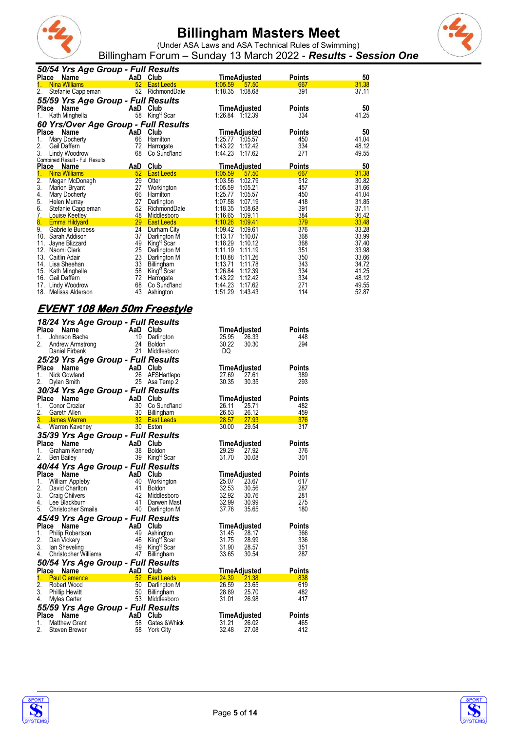# Billingham Masters Meet

(Under ASA Laws and ASA Technical Rules of Swimming)

Billingham Forum – Sunday 13 March 2022 - ***Results - Session One***

### *50/54 Yrs Age Group - Full Results*

| Place | Name | AaD | Club | Time | Adjusted | Points | 50 |
|---|---|---|---|---|---|---|---|
| 1. | Nina Williams | 52 | East Leeds | 1:05.59 | 57.50 | 667 | 31.38 |
| 2. | Stefanie Cappleman | 52 | RichmondDale | 1:18.35 | 1:08.68 | 391 | 37.11 |

### *55/59 Yrs Age Group - Full Results*

| Place | Name | AaD | Club | Time | Adjusted | Points | 50 |
|---|---|---|---|---|---|---|---|
| 1. | Kath Minghella | 58 | King'f Scar | 1:26.84 | 1:12.39 | 334 | 41.25 |

### *60 Yrs/Over Age Group - Full Results*

| Place | Name | AaD | Club | Time | Adjusted | Points | 50 |
|---|---|---|---|---|---|---|---|
| 1. | Mary Docherty | 66 | Hamilton | 1:25.77 | 1:05.57 | 450 | 41.04 |
| 2. | Gail Daffern | 72 | Harrogate | 1:43.22 | 1:12.42 | 334 | 48.12 |
| 3. | Lindy Woodrow | 68 | Co Sund'land | 1:44.23 | 1:17.62 | 271 | 49.55 |

Combined Result - Full Results

| Place | Name | AaD | Club | Time | Adjusted | Points | 50 |
|---|---|---|---|---|---|---|---|
| 1. | Nina Williams | 52 | East Leeds | 1:05.59 | 57.50 | 667 | 31.38 |
| 2. | Megan McDonagh | 29 | Otter | 1:03.56 | 1:02.79 | 512 | 30.82 |
| 3. | Marion Bryant | 27 | Workington | 1:05.59 | 1:05.21 | 457 | 31.66 |
| 4. | Mary Docherty | 66 | Hamilton | 1:25.77 | 1:05.57 | 450 | 41.04 |
| 5. | Helen Murray | 27 | Darlington | 1:07.58 | 1:07.19 | 418 | 31.85 |
| 6. | Stefanie Cappleman | 52 | RichmondDale | 1:18.35 | 1:08.68 | 391 | 37.11 |
| 7. | Louise Keetley | 48 | Middlesboro | 1:16.65 | 1:09.11 | 384 | 36.42 |
| 8. | Emma Hildyard | 29 | East Leeds | 1:10.26 | 1:09.41 | 379 | 33.48 |
| 9. | Gabrielle Burdess | 24 | Durham City | 1:09.42 | 1:09.61 | 376 | 33.28 |
| 10. | Sarah Addison | 37 | Darlington M | 1:13.17 | 1:10.07 | 368 | 33.99 |
| 11. | Jayne Blizzard | 49 | King'f Scar | 1:18.29 | 1:10.12 | 368 | 37.40 |
| 12. | Naomi Clark | 25 | Darlington M | 1:11.19 | 1:11.19 | 351 | 33.98 |
| 13. | Caitlin Adair | 23 | Darlington M | 1:10.88 | 1:11.26 | 350 | 33.66 |
| 14. | Lisa Sheehan | 33 | Billingham | 1:13.71 | 1:11.78 | 343 | 34.72 |
| 15. | Kath Minghella | 58 | King'f Scar | 1:26.84 | 1:12.39 | 334 | 41.25 |
| 16. | Gail Daffern | 72 | Harrogate | 1:43.22 | 1:12.42 | 334 | 48.12 |
| 17. | Lindy Woodrow | 68 | Co Sund'land | 1:44.23 | 1:17.62 | 271 | 49.55 |
| 18. | Melissa Alderson | 43 | Ashington | 1:51.29 | 1:43.43 | 114 | 52.87 |

## *EVENT 108 Men 50m Freestyle*

### *18/24 Yrs Age Group - Full Results*

| Place | Name | AaD | Club | Time | Adjusted | Points |
|---|---|---|---|---|---|---|
| 1. | Johnson Bache | 19 | Darlington | 25.95 | 26.33 | 448 |
| 2. | Andrew Armstrong | 24 | Boldon | 30.22 | 30.30 | 294 |
| | Daniel Firbank | 21 | Middlesboro | DQ | | |

### *25/29 Yrs Age Group - Full Results*

| Place | Name | AaD | Club | Time | Adjusted | Points |
|---|---|---|---|---|---|---|
| 1. | Nick Gowland | 26 | AFSHartlepol | 27.69 | 27.61 | 389 |
| 2. | Dylan Smith | 25 | Asa Temp 2 | 30.35 | 30.35 | 293 |

### *30/34 Yrs Age Group - Full Results*

| Place | Name | AaD | Club | Time | Adjusted | Points |
|---|---|---|---|---|---|---|
| 1. | Conor Crozier | 30 | Co Sund'land | 26.11 | 25.71 | 482 |
| 2. | Gareth Allen | 30 | Billingham | 26.53 | 26.12 | 459 |
| 3. | James Warren | 32 | East Leeds | 28.57 | 27.93 | 376 |
| 4. | Warren Kaveney | 30 | Eston | 30.00 | 29.54 | 317 |

### *35/39 Yrs Age Group - Full Results*

| Place | Name | AaD | Club | Time | Adjusted | Points |
|---|---|---|---|---|---|---|
| 1. | Graham Kennedy | 38 | Boldon | 29.29 | 27.92 | 376 |
| 2. | Ben Bailey | 39 | King'f Scar | 31.70 | 30.08 | 301 |

### *40/44 Yrs Age Group - Full Results*

| Place | Name | AaD | Club | Time | Adjusted | Points |
|---|---|---|---|---|---|---|
| 1. | William Appleby | 40 | Workington | 25.07 | 23.67 | 617 |
| 2. | David Charlton | 41 | Boldon | 32.53 | 30.56 | 287 |
| 3. | Craig Chilvers | 42 | Middlesboro | 32.92 | 30.76 | 281 |
| 4. | Lee Blackburn | 41 | Darwen Mast | 32.99 | 30.99 | 275 |
| 5. | Christopher Smails | 40 | Darlington M | 37.76 | 35.65 | 180 |

### *45/49 Yrs Age Group - Full Results*

| Place | Name | AaD | Club | Time | Adjusted | Points |
|---|---|---|---|---|---|---|
| 1. | Philip Robertson | 49 | Ashington | 31.45 | 28.17 | 366 |
| 2. | Dan Vickery | 46 | King'f Scar | 31.75 | 28.99 | 336 |
| 3. | Ian Sheveling | 49 | King'f Scar | 31.90 | 28.57 | 351 |
| 4. | Christopher Williams | 47 | Billingham | 33.65 | 30.54 | 287 |

### *50/54 Yrs Age Group - Full Results*

| Place | Name | AaD | Club | Time | Adjusted | Points |
|---|---|---|---|---|---|---|
| 1. | Paul Clemence | 52 | East Leeds | 24.39 | 21.38 | 838 |
| 2. | Robert Wood | 50 | Darlington M | 26.59 | 23.65 | 619 |
| 3. | Phillip Hewitt | 50 | Billingham | 28.89 | 25.70 | 482 |
| 4. | Myles Carter | 53 | Middlesboro | 31.01 | 26.98 | 417 |

### *55/59 Yrs Age Group - Full Results*

| Place | Name | AaD | Club | Time | Adjusted | Points |
|---|---|---|---|---|---|---|
| 1. | Matthew Grant | 58 | Gates &Whick | 31.21 | 26.02 | 465 |
| 2. | Steven Brewer | 58 | York City | 32.48 | 27.08 | 412 |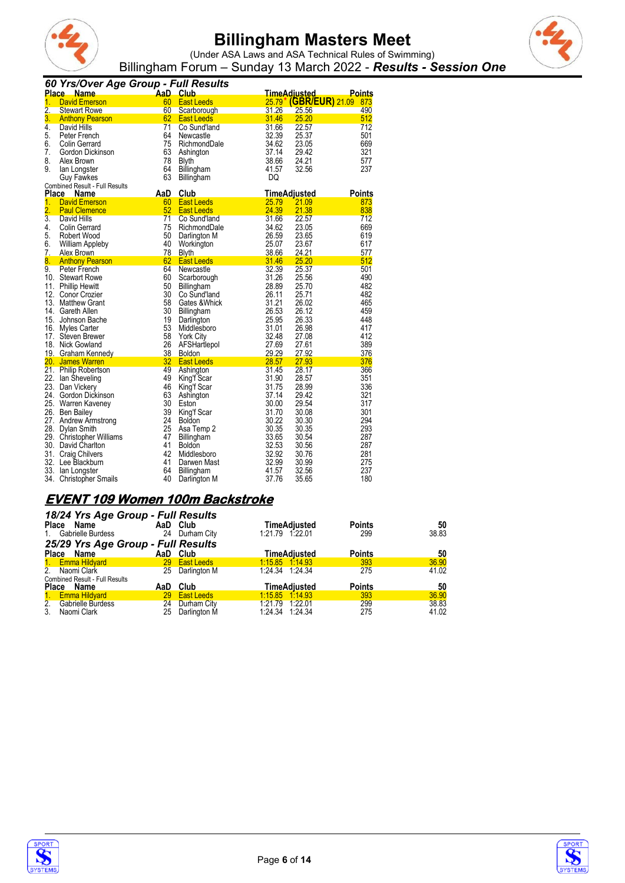# Billingham Masters Meet

(Under ASA Laws and ASA Technical Rules of Swimming)

Billingham Forum – Sunday 13 March 2022 - ***Results - Session One***

### *60 Yrs/Over Age Group - Full Results*

| Place | Name | AaD | Club | Time | Adjusted | Points |
|---|---|---|---|---|---|---|
| 1. | David Emerson | 60 | East Leeds | 25.79* **(GBR/EUR)** | 21.09 | 873 |
| 2. | Stewart Rowe | 60 | Scarborough | 31.26 | 25.56 | 490 |
| 3. | Anthony Pearson | 62 | East Leeds | 31.46 | 25.20 | 512 |
| 4. | David Hills | 71 | Co Sund'land | 31.66 | 22.57 | 712 |
| 5. | Peter French | 64 | Newcastle | 32.39 | 25.37 | 501 |
| 6. | Colin Gerrard | 75 | RichmondDale | 34.62 | 23.05 | 669 |
| 7. | Gordon Dickinson | 63 | Ashington | 37.14 | 29.42 | 321 |
| 8. | Alex Brown | 78 | Blyth | 38.66 | 24.21 | 577 |
| 9. | Ian Longster | 64 | Billingham | 41.57 | 32.56 | 237 |
| | Guy Fawkes | 63 | Billingham | DQ | | |

Combined Result - Full Results

| Place | Name | AaD | Club | Time | Adjusted | Points |
|---|---|---|---|---|---|---|
| 1. | David Emerson | 60 | East Leeds | 25.79 | 21.09 | 873 |
| 2. | Paul Clemence | 52 | East Leeds | 24.39 | 21.38 | 838 |
| 3. | David Hills | 71 | Co Sund'land | 31.66 | 22.57 | 712 |
| 4. | Colin Gerrard | 75 | RichmondDale | 34.62 | 23.05 | 669 |
| 5. | Robert Wood | 50 | Darlington M | 26.59 | 23.65 | 619 |
| 6. | William Appleby | 40 | Workington | 25.07 | 23.67 | 617 |
| 7. | Alex Brown | 78 | Blyth | 38.66 | 24.21 | 577 |
| 8. | Anthony Pearson | 62 | East Leeds | 31.46 | 25.20 | 512 |
| 9. | Peter French | 64 | Newcastle | 32.39 | 25.37 | 501 |
| 10. | Stewart Rowe | 60 | Scarborough | 31.26 | 25.56 | 490 |
| 11. | Phillip Hewitt | 50 | Billingham | 28.89 | 25.70 | 482 |
| 12. | Conor Crozier | 30 | Co Sund'land | 26.11 | 25.71 | 482 |
| 13. | Matthew Grant | 58 | Gates &Whick | 31.21 | 26.02 | 465 |
| 14. | Gareth Allen | 30 | Billingham | 26.53 | 26.12 | 459 |
| 15. | Johnson Bache | 19 | Darlington | 25.95 | 26.33 | 448 |
| 16. | Myles Carter | 53 | Middlesboro | 31.01 | 26.98 | 417 |
| 17. | Steven Brewer | 58 | York City | 32.48 | 27.08 | 412 |
| 18. | Nick Gowland | 26 | AFSHartlepol | 27.69 | 27.61 | 389 |
| 19. | Graham Kennedy | 38 | Boldon | 29.29 | 27.92 | 376 |
| 20. | James Warren | 32 | East Leeds | 28.57 | 27.93 | 376 |
| 21. | Philip Robertson | 49 | Ashington | 31.45 | 28.17 | 366 |
| 22. | Ian Sheveling | 49 | King'f Scar | 31.90 | 28.57 | 351 |
| 23. | Dan Vickery | 46 | King'f Scar | 31.75 | 28.99 | 336 |
| 24. | Gordon Dickinson | 63 | Ashington | 37.14 | 29.42 | 321 |
| 25. | Warren Kaveney | 30 | Eston | 30.00 | 29.54 | 317 |
| 26. | Ben Bailey | 39 | King'f Scar | 31.70 | 30.08 | 301 |
| 27. | Andrew Armstrong | 24 | Boldon | 30.22 | 30.30 | 294 |
| 28. | Dylan Smith | 25 | Asa Temp 2 | 30.35 | 30.35 | 293 |
| 29. | Christopher Williams | 47 | Billingham | 33.65 | 30.54 | 287 |
| 30. | David Charlton | 41 | Boldon | 32.53 | 30.56 | 287 |
| 31. | Craig Chilvers | 42 | Middlesboro | 32.92 | 30.76 | 281 |
| 32. | Lee Blackburn | 41 | Darwen Mast | 32.99 | 30.99 | 275 |
| 33. | Ian Longster | 64 | Billingham | 41.57 | 32.56 | 237 |
| 34. | Christopher Smails | 40 | Darlington M | 37.76 | 35.65 | 180 |

## *EVENT 109 Women 100m Backstroke*

### *18/24 Yrs Age Group - Full Results*

| Place | Name | AaD | Club | Time | Adjusted | Points | 50 |
|---|---|---|---|---|---|---|---|
| 1. | Gabrielle Burdess | 24 | Durham City | 1:21.79 | 1:22.01 | 299 | 38.83 |

### *25/29 Yrs Age Group - Full Results*

| Place | Name | AaD | Club | Time | Adjusted | Points | 50 |
|---|---|---|---|---|---|---|---|
| 1. | Emma Hildyard | 29 | East Leeds | 1:15.85 | 1:14.93 | 393 | 36.90 |
| 2. | Naomi Clark | 25 | Darlington M | 1:24.34 | 1:24.34 | 275 | 41.02 |

Combined Result - Full Results

| Place | Name | AaD | Club | Time | Adjusted | Points | 50 |
|---|---|---|---|---|---|---|---|
| 1. | Emma Hildyard | 29 | East Leeds | 1:15.85 | 1:14.93 | 393 | 36.90 |
| 2. | Gabrielle Burdess | 24 | Durham City | 1:21.79 | 1:22.01 | 299 | 38.83 |
| 3. | Naomi Clark | 25 | Darlington M | 1:24.34 | 1:24.34 | 275 | 41.02 |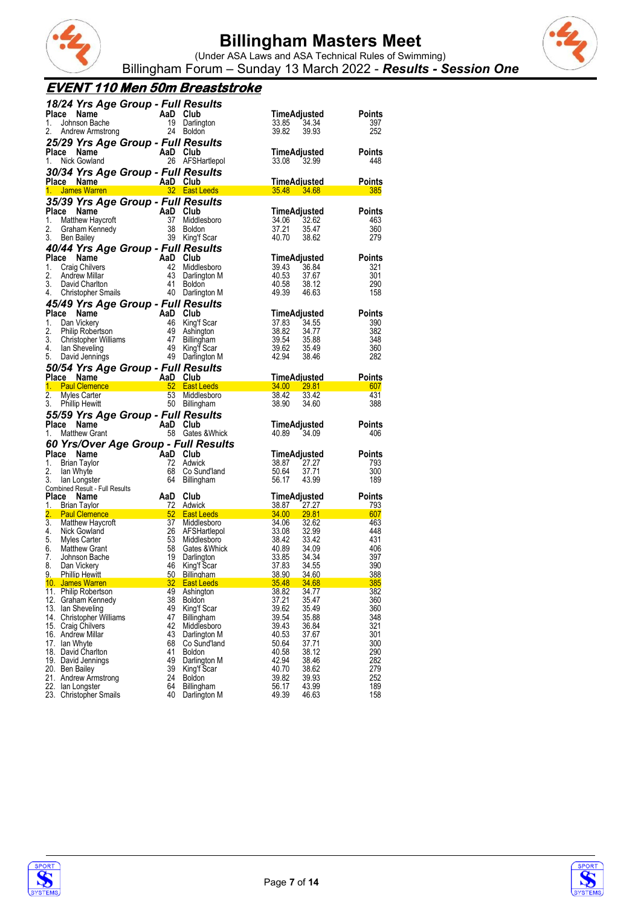# Billingham Masters Meet

(Under ASA Laws and ASA Technical Rules of Swimming)

Billingham Forum – Sunday 13 March 2022 - ***Results - Session One***

## EVENT 110 Men 50m Breaststroke

### 18/24 Yrs Age Group - Full Results

| Place | Name | AaD | Club | Time | Adjusted | Points |
|---|---|---|---|---|---|---|
| 1. | Johnson Bache | 19 | Darlington | 33.85 | 34.34 | 397 |
| 2. | Andrew Armstrong | 24 | Boldon | 39.82 | 39.93 | 252 |

### 25/29 Yrs Age Group - Full Results

| Place | Name | AaD | Club | Time | Adjusted | Points |
|---|---|---|---|---|---|---|
| 1. | Nick Gowland | 26 | AFSHartlepol | 33.08 | 32.99 | 448 |

### 30/34 Yrs Age Group - Full Results

| Place | Name | AaD | Club | Time | Adjusted | Points |
|---|---|---|---|---|---|---|
| 1. | James Warren | 32 | East Leeds | 35.48 | 34.68 | 385 |

### 35/39 Yrs Age Group - Full Results

| Place | Name | AaD | Club | Time | Adjusted | Points |
|---|---|---|---|---|---|---|
| 1. | Matthew Haycroft | 37 | Middlesboro | 34.06 | 32.62 | 463 |
| 2. | Graham Kennedy | 38 | Boldon | 37.21 | 35.47 | 360 |
| 3. | Ben Bailey | 39 | King'f Scar | 40.70 | 38.62 | 279 |

### 40/44 Yrs Age Group - Full Results

| Place | Name | AaD | Club | Time | Adjusted | Points |
|---|---|---|---|---|---|---|
| 1. | Craig Chilvers | 42 | Middlesboro | 39.43 | 36.84 | 321 |
| 2. | Andrew Millar | 43 | Darlington M | 40.53 | 37.67 | 301 |
| 3. | David Charlton | 41 | Boldon | 40.58 | 38.12 | 290 |
| 4. | Christopher Smails | 40 | Darlington M | 49.39 | 46.63 | 158 |

### 45/49 Yrs Age Group - Full Results

| Place | Name | AaD | Club | Time | Adjusted | Points |
|---|---|---|---|---|---|---|
| 1. | Dan Vickery | 46 | King'f Scar | 37.83 | 34.55 | 390 |
| 2. | Philip Robertson | 49 | Ashington | 38.82 | 34.77 | 382 |
| 3. | Christopher Williams | 47 | Billingham | 39.54 | 35.88 | 348 |
| 4. | Ian Sheveling | 49 | King'f Scar | 39.62 | 35.49 | 360 |
| 5. | David Jennings | 49 | Darlington M | 42.94 | 38.46 | 282 |

### 50/54 Yrs Age Group - Full Results

| Place | Name | AaD | Club | Time | Adjusted | Points |
|---|---|---|---|---|---|---|
| 1. | Paul Clemence | 52 | East Leeds | 34.00 | 29.81 | 607 |
| 2. | Myles Carter | 53 | Middlesboro | 38.42 | 33.42 | 431 |
| 3. | Phillip Hewitt | 50 | Billingham | 38.90 | 34.60 | 388 |

### 55/59 Yrs Age Group - Full Results

| Place | Name | AaD | Club | Time | Adjusted | Points |
|---|---|---|---|---|---|---|
| 1. | Matthew Grant | 58 | Gates &Whick | 40.89 | 34.09 | 406 |

### 60 Yrs/Over Age Group - Full Results

| Place | Name | AaD | Club | Time | Adjusted | Points |
|---|---|---|---|---|---|---|
| 1. | Brian Taylor | 72 | Adwick | 38.87 | 27.27 | 793 |
| 2. | Ian Whyte | 68 | Co Sund'land | 50.64 | 37.71 | 300 |
| 3. | Ian Longster | 64 | Billingham | 56.17 | 43.99 | 189 |

Combined Result - Full Results

| Place | Name | AaD | Club | Time | Adjusted | Points |
|---|---|---|---|---|---|---|
| 1. | Brian Taylor | 72 | Adwick | 38.87 | 27.27 | 793 |
| 2. | Paul Clemence | 52 | East Leeds | 34.00 | 29.81 | 607 |
| 3. | Matthew Haycroft | 37 | Middlesboro | 34.06 | 32.62 | 463 |
| 4. | Nick Gowland | 26 | AFSHartlepol | 33.08 | 32.99 | 448 |
| 5. | Myles Carter | 53 | Middlesboro | 38.42 | 33.42 | 431 |
| 6. | Matthew Grant | 58 | Gates &Whick | 40.89 | 34.09 | 406 |
| 7. | Johnson Bache | 19 | Darlington | 33.85 | 34.34 | 397 |
| 8. | Dan Vickery | 46 | King'f Scar | 37.83 | 34.55 | 390 |
| 9. | Phillip Hewitt | 50 | Billingham | 38.90 | 34.60 | 388 |
| 10. | James Warren | 32 | East Leeds | 35.48 | 34.68 | 385 |
| 11. | Philip Robertson | 49 | Ashington | 38.82 | 34.77 | 382 |
| 12. | Graham Kennedy | 38 | Boldon | 37.21 | 35.47 | 360 |
| 13. | Ian Sheveling | 49 | King'f Scar | 39.62 | 35.49 | 360 |
| 14. | Christopher Williams | 47 | Billingham | 39.54 | 35.88 | 348 |
| 15. | Craig Chilvers | 42 | Middlesboro | 39.43 | 36.84 | 321 |
| 16. | Andrew Millar | 43 | Darlington M | 40.53 | 37.67 | 301 |
| 17. | Ian Whyte | 68 | Co Sund'land | 50.64 | 37.71 | 300 |
| 18. | David Charlton | 41 | Boldon | 40.58 | 38.12 | 290 |
| 19. | David Jennings | 49 | Darlington M | 42.94 | 38.46 | 282 |
| 20. | Ben Bailey | 39 | King'f Scar | 40.70 | 38.62 | 279 |
| 21. | Andrew Armstrong | 24 | Boldon | 39.82 | 39.93 | 252 |
| 22. | Ian Longster | 64 | Billingham | 56.17 | 43.99 | 189 |
| 23. | Christopher Smails | 40 | Darlington M | 49.39 | 46.63 | 158 |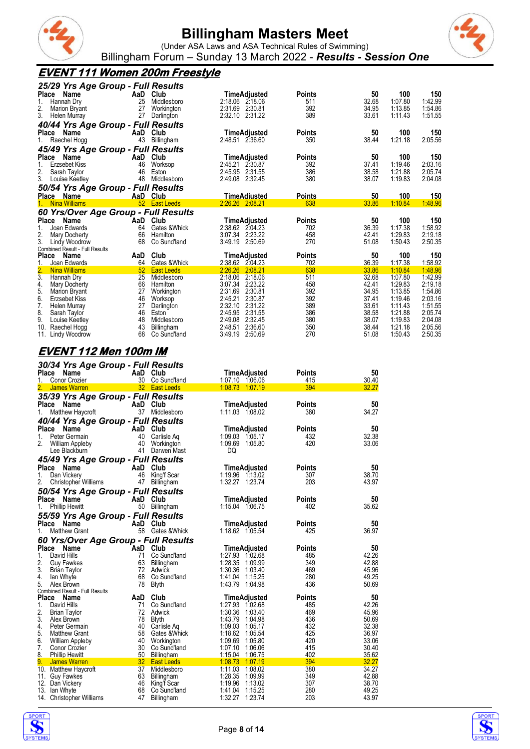# Billingham Masters Meet

(Under ASA Laws and ASA Technical Rules of Swimming)

Billingham Forum – Sunday 13 March 2022 - ***Results - Session One***

## EVENT 111 Women 200m Freestyle

### 25/29 Yrs Age Group - Full Results

| Place | Name | AaD | Club | Time | Adjusted | Points | 50 | 100 | 150 |
|---|---|---|---|---|---|---|---|---|---|
| 1. | Hannah Dry | 25 | Middlesboro | 2:18.06 | 2:18.06 | 511 | 32.68 | 1:07.80 | 1:42.99 |
| 2. | Marion Bryant | 27 | Workington | 2:31.69 | 2:30.81 | 392 | 34.95 | 1:13.85 | 1:54.86 |
| 3. | Helen Murray | 27 | Darlington | 2:32.10 | 2:31.22 | 389 | 33.61 | 1:11.43 | 1:51.55 |

### 40/44 Yrs Age Group - Full Results

| Place | Name | AaD | Club | Time | Adjusted | Points | 50 | 100 | 150 |
|---|---|---|---|---|---|---|---|---|---|
| 1. | Raechel Hogg | 43 | Billingham | 2:48.51 | 2:36.60 | 350 | 38.44 | 1:21.18 | 2:05.56 |

### 45/49 Yrs Age Group - Full Results

| Place | Name | AaD | Club | Time | Adjusted | Points | 50 | 100 | 150 |
|---|---|---|---|---|---|---|---|---|---|
| 1. | Erzsebet Kiss | 46 | Worksop | 2:45.21 | 2:30.87 | 392 | 37.41 | 1:19.46 | 2:03.16 |
| 2. | Sarah Taylor | 46 | Eston | 2:45.95 | 2:31.55 | 386 | 38.58 | 1:21.88 | 2:05.74 |
| 3. | Louise Keetley | 48 | Middlesboro | 2:49.08 | 2:32.45 | 380 | 38.07 | 1:19.83 | 2:04.08 |

### 50/54 Yrs Age Group - Full Results

| Place | Name | AaD | Club | Time | Adjusted | Points | 50 | 100 | 150 |
|---|---|---|---|---|---|---|---|---|---|
| 1. | Nina Williams | 52 | East Leeds | 2:26.26 | 2:08.21 | 638 | 33.86 | 1:10.84 | 1:48.96 |

### 60 Yrs/Over Age Group - Full Results

| Place | Name | AaD | Club | Time | Adjusted | Points | 50 | 100 | 150 |
|---|---|---|---|---|---|---|---|---|---|
| 1. | Joan Edwards | 64 | Gates &Whick | 2:38.62 | 2:04.23 | 702 | 36.39 | 1:17.38 | 1:58.92 |
| 2. | Mary Docherty | 66 | Hamilton | 3:07.34 | 2:23.22 | 458 | 42.41 | 1:29.83 | 2:19.18 |
| 3. | Lindy Woodrow | 68 | Co Sund'land | 3:49.19 | 2:50.69 | 270 | 51.08 | 1:50.43 | 2:50.35 |

Combined Result - Full Results

| Place | Name | AaD | Club | Time | Adjusted | Points | 50 | 100 | 150 |
|---|---|---|---|---|---|---|---|---|---|
| 1. | Joan Edwards | 64 | Gates &Whick | 2:38.62 | 2:04.23 | 702 | 36.39 | 1:17.38 | 1:58.92 |
| 2. | Nina Williams | 52 | East Leeds | 2:26.26 | 2:08.21 | 638 | 33.86 | 1:10.84 | 1:48.96 |
| 3. | Hannah Dry | 25 | Middlesboro | 2:18.06 | 2:18.06 | 511 | 32.68 | 1:07.80 | 1:42.99 |
| 4. | Mary Docherty | 66 | Hamilton | 3:07.34 | 2:23.22 | 458 | 42.41 | 1:29.83 | 2:19.18 |
| 5. | Marion Bryant | 27 | Workington | 2:31.69 | 2:30.81 | 392 | 34.95 | 1:13.85 | 1:54.86 |
| 6. | Erzsebet Kiss | 46 | Worksop | 2:45.21 | 2:30.87 | 392 | 37.41 | 1:19.46 | 2:03.16 |
| 7. | Helen Murray | 27 | Darlington | 2:32.10 | 2:31.22 | 389 | 33.61 | 1:11.43 | 1:51.55 |
| 8. | Sarah Taylor | 46 | Eston | 2:45.95 | 2:31.55 | 386 | 38.58 | 1:21.88 | 2:05.74 |
| 9. | Louise Keetley | 48 | Middlesboro | 2:49.08 | 2:32.45 | 380 | 38.07 | 1:19.83 | 2:04.08 |
| 10. | Raechel Hogg | 43 | Billingham | 2:48.51 | 2:36.60 | 350 | 38.44 | 1:21.18 | 2:05.56 |
| 11. | Lindy Woodrow | 68 | Co Sund'land | 3:49.19 | 2:50.69 | 270 | 51.08 | 1:50.43 | 2:50.35 |

## EVENT 112 Men 100m IM

### 30/34 Yrs Age Group - Full Results

| Place | Name | AaD | Club | Time | Adjusted | Points | 50 |
|---|---|---|---|---|---|---|---|
| 1. | Conor Crozier | 30 | Co Sund'land | 1:07.10 | 1:06.06 | 415 | 30.40 |
| 2. | James Warren | 32 | East Leeds | 1:08.73 | 1:07.19 | 394 | 32.27 |

### 35/39 Yrs Age Group - Full Results

| Place | Name | AaD | Club | Time | Adjusted | Points | 50 |
|---|---|---|---|---|---|---|---|
| 1. | Matthew Haycroft | 37 | Middlesboro | 1:11.03 | 1:08.02 | 380 | 34.27 |

### 40/44 Yrs Age Group - Full Results

| Place | Name | AaD | Club | Time | Adjusted | Points | 50 |
|---|---|---|---|---|---|---|---|
| 1. | Peter Germain | 40 | Carlisle Aq | 1:09.03 | 1:05.17 | 432 | 32.38 |
| 2. | William Appleby | 40 | Workington | 1:09.69 | 1:05.80 | 420 | 33.06 |
| | Lee Blackburn | 41 | Darwen Mast | DQ | | | |

### 45/49 Yrs Age Group - Full Results

| Place | Name | AaD | Club | Time | Adjusted | Points | 50 |
|---|---|---|---|---|---|---|---|
| 1. | Dan Vickery | 46 | King'f Scar | 1:19.96 | 1:13.02 | 307 | 38.70 |
| 2. | Christopher Williams | 47 | Billingham | 1:32.27 | 1:23.74 | 203 | 43.97 |

### 50/54 Yrs Age Group - Full Results

| Place | Name | AaD | Club | Time | Adjusted | Points | 50 |
|---|---|---|---|---|---|---|---|
| 1. | Phillip Hewitt | 50 | Billingham | 1:15.04 | 1:06.75 | 402 | 35.62 |

### 55/59 Yrs Age Group - Full Results

| Place | Name | AaD | Club | Time | Adjusted | Points | 50 |
|---|---|---|---|---|---|---|---|
| 1. | Matthew Grant | 58 | Gates &Whick | 1:18.62 | 1:05.54 | 425 | 36.97 |

### 60 Yrs/Over Age Group - Full Results

| Place | Name | AaD | Club | Time | Adjusted | Points | 50 |
|---|---|---|---|---|---|---|---|
| 1. | David Hills | 71 | Co Sund'land | 1:27.93 | 1:02.68 | 485 | 42.26 |
| 2. | Guy Fawkes | 63 | Billingham | 1:28.35 | 1:09.99 | 349 | 42.88 |
| 3. | Brian Taylor | 72 | Adwick | 1:30.36 | 1:03.40 | 469 | 45.96 |
| 4. | Ian Whyte | 68 | Co Sund'land | 1:41.04 | 1:15.25 | 280 | 49.25 |
| 5. | Alex Brown | 78 | Blyth | 1:43.79 | 1:04.98 | 436 | 50.69 |

Combined Result - Full Results

| Place | Name | AaD | Club | Time | Adjusted | Points | 50 |
|---|---|---|---|---|---|---|---|
| 1. | David Hills | 71 | Co Sund'land | 1:27.93 | 1:02.68 | 485 | 42.26 |
| 2. | Brian Taylor | 72 | Adwick | 1:30.36 | 1:03.40 | 469 | 45.96 |
| 3. | Alex Brown | 78 | Blyth | 1:43.79 | 1:04.98 | 436 | 50.69 |
| 4. | Peter Germain | 40 | Carlisle Aq | 1:09.03 | 1:05.17 | 432 | 32.38 |
| 5. | Matthew Grant | 58 | Gates &Whick | 1:18.62 | 1:05.54 | 425 | 36.97 |
| 6. | William Appleby | 40 | Workington | 1:09.69 | 1:05.80 | 420 | 33.06 |
| 7. | Conor Crozier | 30 | Co Sund'land | 1:07.10 | 1:06.06 | 415 | 30.40 |
| 8. | Phillip Hewitt | 50 | Billingham | 1:15.04 | 1:06.75 | 402 | 35.62 |
| 9. | James Warren | 32 | East Leeds | 1:08.73 | 1:07.19 | 394 | 32.27 |
| 10. | Matthew Haycroft | 37 | Middlesboro | 1:11.03 | 1:08.02 | 380 | 34.27 |
| 11. | Guy Fawkes | 63 | Billingham | 1:28.35 | 1:09.99 | 349 | 42.88 |
| 12. | Dan Vickery | 46 | King'f Scar | 1:19.96 | 1:13.02 | 307 | 38.70 |
| 13. | Ian Whyte | 68 | Co Sund'land | 1:41.04 | 1:15.25 | 280 | 49.25 |
| 14. | Christopher Williams | 47 | Billingham | 1:32.27 | 1:23.74 | 203 | 43.97 |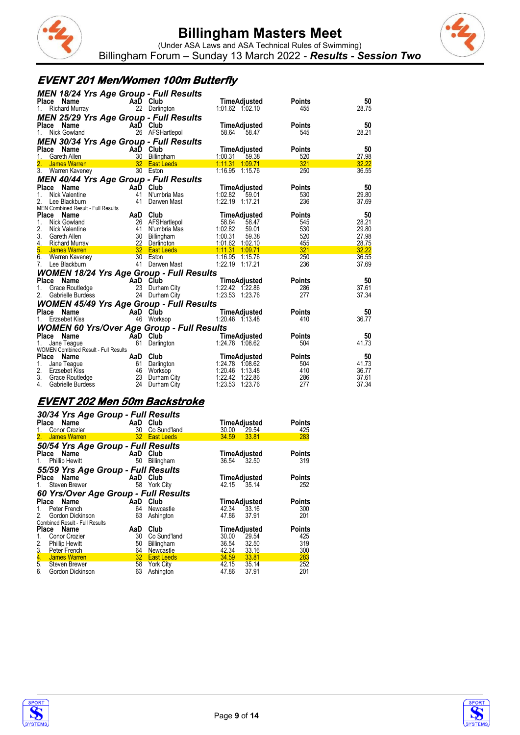# Billingham Masters Meet

(Under ASA Laws and ASA Technical Rules of Swimming)

Billingham Forum – Sunday 13 March 2022 - ***Results - Session Two***

## EVENT 201 Men/Women 100m Butterfly

### MEN 18/24 Yrs Age Group - Full Results

| Place | Name | AaD | Club | Time | Adjusted | Points | 50 |
|---|---|---|---|---|---|---|---|
| 1. | Richard Murray | 22 | Darlington | 1:01.62 | 1:02.10 | 455 | 28.75 |

### MEN 25/29 Yrs Age Group - Full Results

| Place | Name | AaD | Club | Time | Adjusted | Points | 50 |
|---|---|---|---|---|---|---|---|
| 1. | Nick Gowland | 26 | AFSHartlepol | 58.64 | 58.47 | 545 | 28.21 |

### MEN 30/34 Yrs Age Group - Full Results

| Place | Name | AaD | Club | Time | Adjusted | Points | 50 |
|---|---|---|---|---|---|---|---|
| 1. | Gareth Allen | 30 | Billingham | 1:00.31 | 59.38 | 520 | 27.98 |
| 2. | James Warren | 32 | East Leeds | 1:11.31 | 1:09.71 | 321 | 32.22 |
| 3. | Warren Kaveney | 30 | Eston | 1:16.95 | 1:15.76 | 250 | 36.55 |

### MEN 40/44 Yrs Age Group - Full Results

| Place | Name | AaD | Club | Time | Adjusted | Points | 50 |
|---|---|---|---|---|---|---|---|
| 1. | Nick Valentine | 41 | N'umbria Mas | 1:02.82 | 59.01 | 530 | 29.80 |
| 2. | Lee Blackburn | 41 | Darwen Mast | 1:22.19 | 1:17.21 | 236 | 37.69 |

MEN Combined Result - Full Results

| Place | Name | AaD | Club | Time | Adjusted | Points | 50 |
|---|---|---|---|---|---|---|---|
| 1. | Nick Gowland | 26 | AFSHartlepol | 58.64 | 58.47 | 545 | 28.21 |
| 2. | Nick Valentine | 41 | N'umbria Mas | 1:02.82 | 59.01 | 530 | 29.80 |
| 3. | Gareth Allen | 30 | Billingham | 1:00.31 | 59.38 | 520 | 27.98 |
| 4. | Richard Murray | 22 | Darlington | 1:01.62 | 1:02.10 | 455 | 28.75 |
| 5. | James Warren | 32 | East Leeds | 1:11.31 | 1:09.71 | 321 | 32.22 |
| 6. | Warren Kaveney | 30 | Eston | 1:16.95 | 1:15.76 | 250 | 36.55 |
| 7. | Lee Blackburn | 41 | Darwen Mast | 1:22.19 | 1:17.21 | 236 | 37.69 |

### WOMEN 18/24 Yrs Age Group - Full Results

| Place | Name | AaD | Club | Time | Adjusted | Points | 50 |
|---|---|---|---|---|---|---|---|
| 1. | Grace Routledge | 23 | Durham City | 1:22.42 | 1:22.86 | 286 | 37.61 |
| 2. | Gabrielle Burdess | 24 | Durham City | 1:23.53 | 1:23.76 | 277 | 37.34 |

### WOMEN 45/49 Yrs Age Group - Full Results

| Place | Name | AaD | Club | Time | Adjusted | Points | 50 |
|---|---|---|---|---|---|---|---|
| 1. | Erzsebet Kiss | 46 | Worksop | 1:20.46 | 1:13.48 | 410 | 36.77 |

### WOMEN 60 Yrs/Over Age Group - Full Results

| Place | Name | AaD | Club | Time | Adjusted | Points | 50 |
|---|---|---|---|---|---|---|---|
| 1. | Jane Teague | 61 | Darlington | 1:24.78 | 1:08.62 | 504 | 41.73 |

WOMEN Combined Result - Full Results

| Place | Name | AaD | Club | Time | Adjusted | Points | 50 |
|---|---|---|---|---|---|---|---|
| 1. | Jane Teague | 61 | Darlington | 1:24.78 | 1:08.62 | 504 | 41.73 |
| 2. | Erzsebet Kiss | 46 | Worksop | 1:20.46 | 1:13.48 | 410 | 36.77 |
| 3. | Grace Routledge | 23 | Durham City | 1:22.42 | 1:22.86 | 286 | 37.61 |
| 4. | Gabrielle Burdess | 24 | Durham City | 1:23.53 | 1:23.76 | 277 | 37.34 |

## EVENT 202 Men 50m Backstroke

### 30/34 Yrs Age Group - Full Results

| Place | Name | AaD | Club | Time | Adjusted | Points |
|---|---|---|---|---|---|---|
| 1. | Conor Crozier | 30 | Co Sund'land | 30.00 | 29.54 | 425 |
| 2. | James Warren | 32 | East Leeds | 34.59 | 33.81 | 283 |

### 50/54 Yrs Age Group - Full Results

| Place | Name | AaD | Club | Time | Adjusted | Points |
|---|---|---|---|---|---|---|
| 1. | Phillip Hewitt | 50 | Billingham | 36.54 | 32.50 | 319 |

### 55/59 Yrs Age Group - Full Results

| Place | Name | AaD | Club | Time | Adjusted | Points |
|---|---|---|---|---|---|---|
| 1. | Steven Brewer | 58 | York City | 42.15 | 35.14 | 252 |

### 60 Yrs/Over Age Group - Full Results

| Place | Name | AaD | Club | Time | Adjusted | Points |
|---|---|---|---|---|---|---|
| 1. | Peter French | 64 | Newcastle | 42.34 | 33.16 | 300 |
| 2. | Gordon Dickinson | 63 | Ashington | 47.86 | 37.91 | 201 |

Combined Result - Full Results

| Place | Name | AaD | Club | Time | Adjusted | Points |
|---|---|---|---|---|---|---|
| 1. | Conor Crozier | 30 | Co Sund'land | 30.00 | 29.54 | 425 |
| 2. | Phillip Hewitt | 50 | Billingham | 36.54 | 32.50 | 319 |
| 3. | Peter French | 64 | Newcastle | 42.34 | 33.16 | 300 |
| 4. | James Warren | 32 | East Leeds | 34.59 | 33.81 | 283 |
| 5. | Steven Brewer | 58 | York City | 42.15 | 35.14 | 252 |
| 6. | Gordon Dickinson | 63 | Ashington | 47.86 | 37.91 | 201 |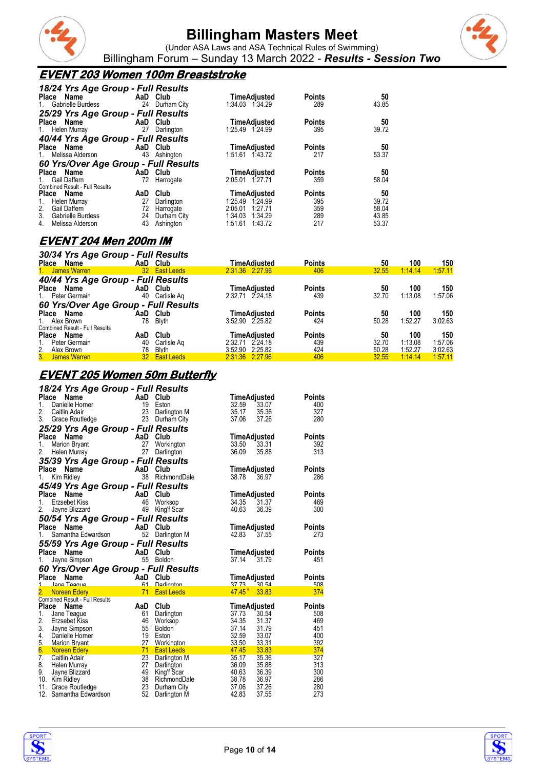# Billingham Masters Meet

(Under ASA Laws and ASA Technical Rules of Swimming)

Billingham Forum – Sunday 13 March 2022 - ***Results - Session Two***

## EVENT 203 Women 100m Breaststroke

### 18/24 Yrs Age Group - Full Results

| Place | Name | AaD | Club | Time | Adjusted | Points | 50 |
|---|---|---|---|---|---|---|---|
| 1. | Gabrielle Burdess | 24 | Durham City | 1:34.03 | 1:34.29 | 289 | 43.85 |

### 25/29 Yrs Age Group - Full Results

| Place | Name | AaD | Club | Time | Adjusted | Points | 50 |
|---|---|---|---|---|---|---|---|
| 1. | Helen Murray | 27 | Darlington | 1:25.49 | 1:24.99 | 395 | 39.72 |

### 40/44 Yrs Age Group - Full Results

| Place | Name | AaD | Club | Time | Adjusted | Points | 50 |
|---|---|---|---|---|---|---|---|
| 1. | Melissa Alderson | 43 | Ashington | 1:51.61 | 1:43.72 | 217 | 53.37 |

### 60 Yrs/Over Age Group - Full Results

| Place | Name | AaD | Club | Time | Adjusted | Points | 50 |
|---|---|---|---|---|---|---|---|
| 1. | Gail Daffern | 72 | Harrogate | 2:05.01 | 1:27.71 | 359 | 58.04 |

Combined Result - Full Results

| Place | Name | AaD | Club | Time | Adjusted | Points | 50 |
|---|---|---|---|---|---|---|---|
| 1. | Helen Murray | 27 | Darlington | 1:25.49 | 1:24.99 | 395 | 39.72 |
| 2. | Gail Daffern | 72 | Harrogate | 2:05.01 | 1:27.71 | 359 | 58.04 |
| 3. | Gabrielle Burdess | 24 | Durham City | 1:34.03 | 1:34.29 | 289 | 43.85 |
| 4. | Melissa Alderson | 43 | Ashington | 1:51.61 | 1:43.72 | 217 | 53.37 |

## EVENT 204 Men 200m IM

### 30/34 Yrs Age Group - Full Results

| Place | Name | AaD | Club | Time | Adjusted | Points | 50 | 100 | 150 |
|---|---|---|---|---|---|---|---|---|---|
| 1. | James Warren | 32 | East Leeds | 2:31.36 | 2:27.96 | 406 | 32.55 | 1:14.14 | 1:57.11 |

### 40/44 Yrs Age Group - Full Results

| Place | Name | AaD | Club | Time | Adjusted | Points | 50 | 100 | 150 |
|---|---|---|---|---|---|---|---|---|---|
| 1. | Peter Germain | 40 | Carlisle Aq | 2:32.71 | 2:24.18 | 439 | 32.70 | 1:13.08 | 1:57.06 |

### 60 Yrs/Over Age Group - Full Results

| Place | Name | AaD | Club | Time | Adjusted | Points | 50 | 100 | 150 |
|---|---|---|---|---|---|---|---|---|---|
| 1. | Alex Brown | 78 | Blyth | 3:52.90 | 2:25.82 | 424 | 50.28 | 1:52.27 | 3:02.63 |

Combined Result - Full Results

| Place | Name | AaD | Club | Time | Adjusted | Points | 50 | 100 | 150 |
|---|---|---|---|---|---|---|---|---|---|
| 1. | Peter Germain | 40 | Carlisle Aq | 2:32.71 | 2:24.18 | 439 | 32.70 | 1:13.08 | 1:57.06 |
| 2. | Alex Brown | 78 | Blyth | 3:52.90 | 2:25.82 | 424 | 50.28 | 1:52.27 | 3:02.63 |
| 3. | James Warren | 32 | East Leeds | 2:31.36 | 2:27.96 | 406 | 32.55 | 1:14.14 | 1:57.11 |

## EVENT 205 Women 50m Butterfly

### 18/24 Yrs Age Group - Full Results

| Place | Name | AaD | Club | Time | Adjusted | Points |
|---|---|---|---|---|---|---|
| 1. | Danielle Horner | 19 | Eston | 32.59 | 33.07 | 400 |
| 2. | Caitlin Adair | 23 | Darlington M | 35.17 | 35.36 | 327 |
| 3. | Grace Routledge | 23 | Durham City | 37.06 | 37.26 | 280 |

### 25/29 Yrs Age Group - Full Results

| Place | Name | AaD | Club | Time | Adjusted | Points |
|---|---|---|---|---|---|---|
| 1. | Marion Bryant | 27 | Workington | 33.50 | 33.31 | 392 |
| 2. | Helen Murray | 27 | Darlington | 36.09 | 35.88 | 313 |

### 35/39 Yrs Age Group - Full Results

| Place | Name | AaD | Club | Time | Adjusted | Points |
|---|---|---|---|---|---|---|
| 1. | Kim Ridley | 38 | RichmondDale | 38.78 | 36.97 | 286 |

### 45/49 Yrs Age Group - Full Results

| Place | Name | AaD | Club | Time | Adjusted | Points |
|---|---|---|---|---|---|---|
| 1. | Erzsebet Kiss | 46 | Worksop | 34.35 | 31.37 | 469 |
| 2. | Jayne Blizzard | 49 | King'f Scar | 40.63 | 36.39 | 300 |

### 50/54 Yrs Age Group - Full Results

| Place | Name | AaD | Club | Time | Adjusted | Points |
|---|---|---|---|---|---|---|
| 1. | Samantha Edwardson | 52 | Darlington M | 42.83 | 37.55 | 273 |

### 55/59 Yrs Age Group - Full Results

| Place | Name | AaD | Club | Time | Adjusted | Points |
|---|---|---|---|---|---|---|
| 1. | Jayne Simpson | 55 | Boldon | 37.14 | 31.79 | 451 |

### 60 Yrs/Over Age Group - Full Results

| Place | Name | AaD | Club | Time | Adjusted | Points |
|---|---|---|---|---|---|---|
| 1. | Jane Teague | 61 | Darlington | 37.73 | 30.54 | 508 |
| 2. | Noreen Edery | 71 | East Leeds | 47.45 * | 33.83 | 374 |

Combined Result - Full Results

| Place | Name | AaD | Club | Time | Adjusted | Points |
|---|---|---|---|---|---|---|
| 1. | Jane Teague | 61 | Darlington | 37.73 | 30.54 | 508 |
| 2. | Erzsebet Kiss | 46 | Worksop | 34.35 | 31.37 | 469 |
| 3. | Jayne Simpson | 55 | Boldon | 37.14 | 31.79 | 451 |
| 4. | Danielle Horner | 19 | Eston | 32.59 | 33.07 | 400 |
| 5. | Marion Bryant | 27 | Workington | 33.50 | 33.31 | 392 |
| 6. | Noreen Edery | 71 | East Leeds | 47.45 | 33.83 | 374 |
| 7. | Caitlin Adair | 23 | Darlington M | 35.17 | 35.36 | 327 |
| 8. | Helen Murray | 27 | Darlington | 36.09 | 35.88 | 313 |
| 9. | Jayne Blizzard | 49 | King'f Scar | 40.63 | 36.39 | 300 |
| 10. | Kim Ridley | 38 | RichmondDale | 38.78 | 36.97 | 286 |
| 11. | Grace Routledge | 23 | Durham City | 37.06 | 37.26 | 280 |
| 12. | Samantha Edwardson | 52 | Darlington M | 42.83 | 37.55 | 273 |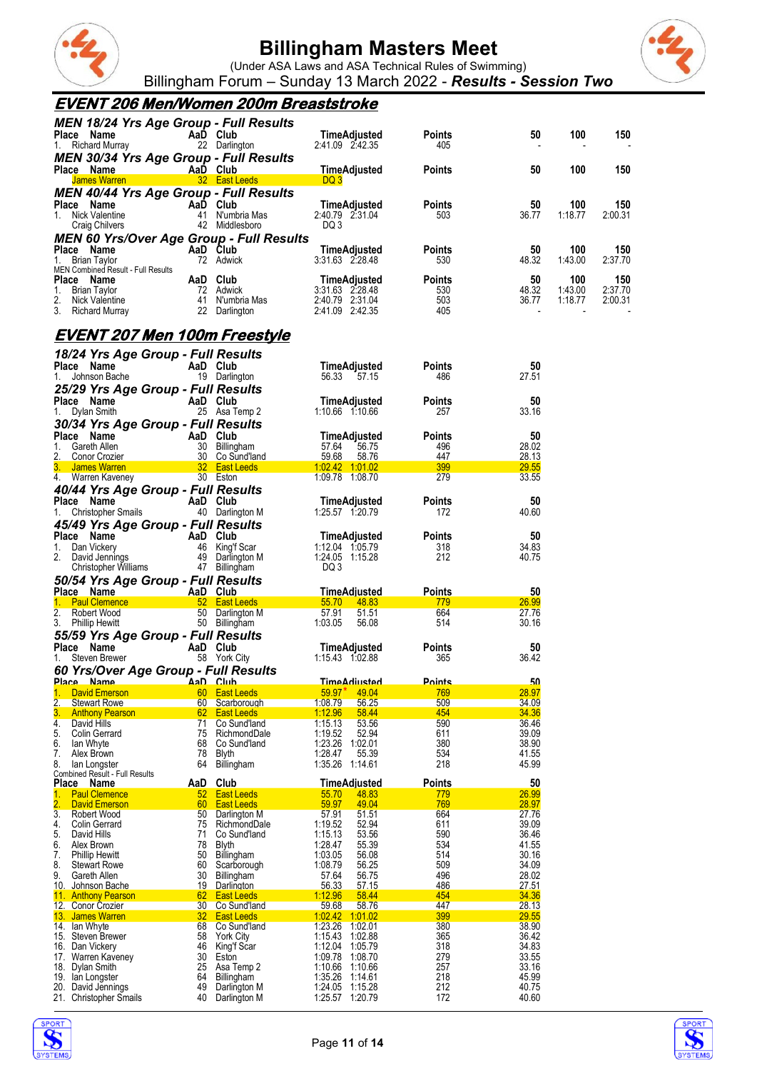# Billingham Masters Meet

(Under ASA Laws and ASA Technical Rules of Swimming)

Billingham Forum – Sunday 13 March 2022 - ***Results - Session Two***

## EVENT 206 Men/Women 200m Breaststroke

### MEN 18/24 Yrs Age Group - Full Results

| Place | Name | AaD | Club | Time | Adjusted | Points | 50 | 100 | 150 |
|---|---|---|---|---|---|---|---|---|---|
| 1. | Richard Murray | 22 | Darlington | 2:41.09 | 2:42.35 | 405 | - | - | - |

### MEN 30/34 Yrs Age Group - Full Results

| Place | Name | AaD | Club | Time | Adjusted | Points | 50 | 100 | 150 |
|---|---|---|---|---|---|---|---|---|---|
| | James Warren | 32 | East Leeds | DQ 3 | | | | | |

### MEN 40/44 Yrs Age Group - Full Results

| Place | Name | AaD | Club | Time | Adjusted | Points | 50 | 100 | 150 |
|---|---|---|---|---|---|---|---|---|---|
| 1. | Nick Valentine | 41 | N'umbria Mas | 2:40.79 | 2:31.04 | 503 | 36.77 | 1:18.77 | 2:00.31 |
| | Craig Chilvers | 42 | Middlesboro | DQ 3 | | | | | |

### MEN 60 Yrs/Over Age Group - Full Results

| Place | Name | AaD | Club | Time | Adjusted | Points | 50 | 100 | 150 |
|---|---|---|---|---|---|---|---|---|---|
| 1. | Brian Taylor | 72 | Adwick | 3:31.63 | 2:28.48 | 530 | 48.32 | 1:43.00 | 2:37.70 |

MEN Combined Result - Full Results

| Place | Name | AaD | Club | Time | Adjusted | Points | 50 | 100 | 150 |
|---|---|---|---|---|---|---|---|---|---|
| 1. | Brian Taylor | 72 | Adwick | 3:31.63 | 2:28.48 | 530 | 48.32 | 1:43.00 | 2:37.70 |
| 2. | Nick Valentine | 41 | N'umbria Mas | 2:40.79 | 2:31.04 | 503 | 36.77 | 1:18.77 | 2:00.31 |
| 3. | Richard Murray | 22 | Darlington | 2:41.09 | 2:42.35 | 405 | - | - | - |

## EVENT 207 Men 100m Freestyle

### 18/24 Yrs Age Group - Full Results

| Place | Name | AaD | Club | Time | Adjusted | Points | 50 |
|---|---|---|---|---|---|---|---|
| 1. | Johnson Bache | 19 | Darlington | 56.33 | 57.15 | 486 | 27.51 |

### 25/29 Yrs Age Group - Full Results

| Place | Name | AaD | Club | Time | Adjusted | Points | 50 |
|---|---|---|---|---|---|---|---|
| 1. | Dylan Smith | 25 | Asa Temp 2 | 1:10.66 | 1:10.66 | 257 | 33.16 |

### 30/34 Yrs Age Group - Full Results

| Place | Name | AaD | Club | Time | Adjusted | Points | 50 |
|---|---|---|---|---|---|---|---|
| 1. | Gareth Allen | 30 | Billingham | 57.64 | 56.75 | 496 | 28.02 |
| 2. | Conor Crozier | 30 | Co Sund'land | 59.68 | 58.76 | 447 | 28.13 |
| 3. | James Warren | 32 | East Leeds | 1:02.42 | 1:01.02 | 399 | 29.55 |
| 4. | Warren Kaveney | 30 | Eston | 1:09.78 | 1:08.70 | 279 | 33.55 |

### 40/44 Yrs Age Group - Full Results

| Place | Name | AaD | Club | Time | Adjusted | Points | 50 |
|---|---|---|---|---|---|---|---|
| 1. | Christopher Smails | 40 | Darlington M | 1:25.57 | 1:20.79 | 172 | 40.60 |

### 45/49 Yrs Age Group - Full Results

| Place | Name | AaD | Club | Time | Adjusted | Points | 50 |
|---|---|---|---|---|---|---|---|
| 1. | Dan Vickery | 46 | King'f Scar | 1:12.04 | 1:05.79 | 318 | 34.83 |
| 2. | David Jennings | 49 | Darlington M | 1:24.05 | 1:15.28 | 212 | 40.75 |
| | Christopher Williams | 47 | Billingham | DQ 3 | | | |

### 50/54 Yrs Age Group - Full Results

| Place | Name | AaD | Club | Time | Adjusted | Points | 50 |
|---|---|---|---|---|---|---|---|
| 1. | Paul Clemence | 52 | East Leeds | 55.70 | 48.83 | 779 | 26.99 |
| 2. | Robert Wood | 50 | Darlington M | 57.91 | 51.51 | 664 | 27.76 |
| 3. | Phillip Hewitt | 50 | Billingham | 1:03.05 | 56.08 | 514 | 30.16 |

### 55/59 Yrs Age Group - Full Results

| Place | Name | AaD | Club | Time | Adjusted | Points | 50 |
|---|---|---|---|---|---|---|---|
| 1. | Steven Brewer | 58 | York City | 1:15.43 | 1:02.88 | 365 | 36.42 |

### 60 Yrs/Over Age Group - Full Results

| Place | Name | AaD | Club | Time | Adjusted | Points | 50 |
|---|---|---|---|---|---|---|---|
| 1. | David Emerson | 60 | East Leeds | 59.97* | 49.04 | 769 | 28.97 |
| 2. | Stewart Rowe | 60 | Scarborough | 1:08.79 | 56.25 | 509 | 34.09 |
| 3. | Anthony Pearson | 62 | East Leeds | 1:12.96 | 58.44 | 454 | 34.36 |
| 4. | David Hills | 71 | Co Sund'land | 1:15.13 | 53.56 | 590 | 36.46 |
| 5. | Colin Gerrard | 75 | RichmondDale | 1:19.52 | 52.94 | 611 | 39.09 |
| 6. | Ian Whyte | 68 | Co Sund'land | 1:23.26 | 1:02.01 | 380 | 38.90 |
| 7. | Alex Brown | 78 | Blyth | 1:28.47 | 55.39 | 534 | 41.55 |
| 8. | Ian Longster | 64 | Billingham | 1:35.26 | 1:14.61 | 218 | 45.99 |

Combined Result - Full Results

| Place | Name | AaD | Club | Time | Adjusted | Points | 50 |
|---|---|---|---|---|---|---|---|
| 1. | Paul Clemence | 52 | East Leeds | 55.70 | 48.83 | 779 | 26.99 |
| 2. | David Emerson | 60 | East Leeds | 59.97 | 49.04 | 769 | 28.97 |
| 3. | Robert Wood | 50 | Darlington M | 57.91 | 51.51 | 664 | 27.76 |
| 4. | Colin Gerrard | 75 | RichmondDale | 1:19.52 | 52.94 | 611 | 39.09 |
| 5. | David Hills | 71 | Co Sund'land | 1:15.13 | 53.56 | 590 | 36.46 |
| 6. | Alex Brown | 78 | Blyth | 1:28.47 | 55.39 | 534 | 41.55 |
| 7. | Phillip Hewitt | 50 | Billingham | 1:03.05 | 56.08 | 514 | 30.16 |
| 8. | Stewart Rowe | 60 | Scarborough | 1:08.79 | 56.25 | 509 | 34.09 |
| 9. | Gareth Allen | 30 | Billingham | 57.64 | 56.75 | 496 | 28.02 |
| 10. | Johnson Bache | 19 | Darlington | 56.33 | 57.15 | 486 | 27.51 |
| 11. | Anthony Pearson | 62 | East Leeds | 1:12.96 | 58.44 | 454 | 34.36 |
| 12. | Conor Crozier | 30 | Co Sund'land | 59.68 | 58.76 | 447 | 28.13 |
| 13. | James Warren | 32 | East Leeds | 1:02.42 | 1:01.02 | 399 | 29.55 |
| 14. | Ian Whyte | 68 | Co Sund'land | 1:23.26 | 1:02.01 | 380 | 38.90 |
| 15. | Steven Brewer | 58 | York City | 1:15.43 | 1:02.88 | 365 | 36.42 |
| 16. | Dan Vickery | 46 | King'f Scar | 1:12.04 | 1:05.79 | 318 | 34.83 |
| 17. | Warren Kaveney | 30 | Eston | 1:09.78 | 1:08.70 | 279 | 33.55 |
| 18. | Dylan Smith | 25 | Asa Temp 2 | 1:10.66 | 1:10.66 | 257 | 33.16 |
| 19. | Ian Longster | 64 | Billingham | 1:35.26 | 1:14.61 | 218 | 45.99 |
| 20. | David Jennings | 49 | Darlington M | 1:24.05 | 1:15.28 | 212 | 40.75 |
| 21. | Christopher Smails | 40 | Darlington M | 1:25.57 | 1:20.79 | 172 | 40.60 |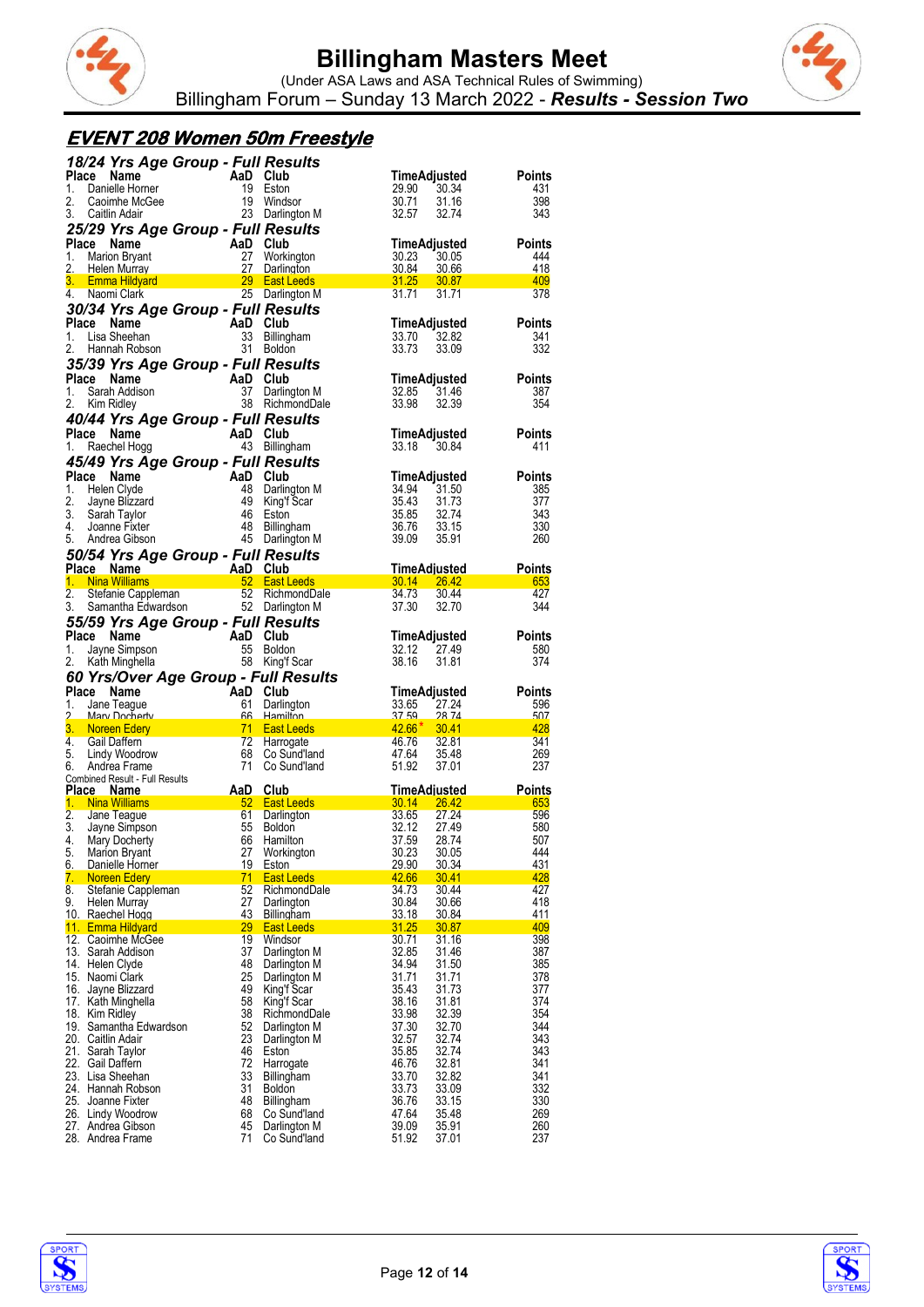# Billingham Masters Meet

(Under ASA Laws and ASA Technical Rules of Swimming)

Billingham Forum – Sunday 13 March 2022 - ***Results - Session Two***

## EVENT 208 Women 50m Freestyle

### 18/24 Yrs Age Group - Full Results

| Place | Name | AaD | Club | Time | Adjusted | Points |
|---|---|---|---|---|---|---|
| 1. | Danielle Horner | 19 | Eston | 29.90 | 30.34 | 431 |
| 2. | Caoimhe McGee | 19 | Windsor | 30.71 | 31.16 | 398 |
| 3. | Caitlin Adair | 23 | Darlington M | 32.57 | 32.74 | 343 |

### 25/29 Yrs Age Group - Full Results

| Place | Name | AaD | Club | Time | Adjusted | Points |
|---|---|---|---|---|---|---|
| 1. | Marion Bryant | 27 | Workington | 30.23 | 30.05 | 444 |
| 2. | Helen Murray | 27 | Darlington | 30.84 | 30.66 | 418 |
| 3. | Emma Hildyard | 29 | East Leeds | 31.25 | 30.87 | 409 |
| 4. | Naomi Clark | 25 | Darlington M | 31.71 | 31.71 | 378 |

### 30/34 Yrs Age Group - Full Results

| Place | Name | AaD | Club | Time | Adjusted | Points |
|---|---|---|---|---|---|---|
| 1. | Lisa Sheehan | 33 | Billingham | 33.70 | 32.82 | 341 |
| 2. | Hannah Robson | 31 | Boldon | 33.73 | 33.09 | 332 |

### 35/39 Yrs Age Group - Full Results

| Place | Name | AaD | Club | Time | Adjusted | Points |
|---|---|---|---|---|---|---|
| 1. | Sarah Addison | 37 | Darlington M | 32.85 | 31.46 | 387 |
| 2. | Kim Ridley | 38 | RichmondDale | 33.98 | 32.39 | 354 |

### 40/44 Yrs Age Group - Full Results

| Place | Name | AaD | Club | Time | Adjusted | Points |
|---|---|---|---|---|---|---|
| 1. | Raechel Hogg | 43 | Billingham | 33.18 | 30.84 | 411 |

### 45/49 Yrs Age Group - Full Results

| Place | Name | AaD | Club | Time | Adjusted | Points |
|---|---|---|---|---|---|---|
| 1. | Helen Clyde | 48 | Darlington M | 34.94 | 31.50 | 385 |
| 2. | Jayne Blizzard | 49 | King'f Scar | 35.43 | 31.73 | 377 |
| 3. | Sarah Taylor | 46 | Eston | 35.85 | 32.74 | 343 |
| 4. | Joanne Fixter | 48 | Billingham | 36.76 | 33.15 | 330 |
| 5. | Andrea Gibson | 45 | Darlington M | 39.09 | 35.91 | 260 |

### 50/54 Yrs Age Group - Full Results

| Place | Name | AaD | Club | Time | Adjusted | Points |
|---|---|---|---|---|---|---|
| 1. | Nina Williams | 52 | East Leeds | 30.14 | 26.42 | 653 |
| 2. | Stefanie Cappleman | 52 | RichmondDale | 34.73 | 30.44 | 427 |
| 3. | Samantha Edwardson | 52 | Darlington M | 37.30 | 32.70 | 344 |

### 55/59 Yrs Age Group - Full Results

| Place | Name | AaD | Club | Time | Adjusted | Points |
|---|---|---|---|---|---|---|
| 1. | Jayne Simpson | 55 | Boldon | 32.12 | 27.49 | 580 |
| 2. | Kath Minghella | 58 | King'f Scar | 38.16 | 31.81 | 374 |

### 60 Yrs/Over Age Group - Full Results

| Place | Name | AaD | Club | Time | Adjusted | Points |
|---|---|---|---|---|---|---|
| 1. | Jane Teague | 61 | Darlington | 33.65 | 27.24 | 596 |
| 2. | Mary Docherty | 66 | Hamilton | 37.59 | 28.74 | 507 |
| 3. | Noreen Edery | 71 | East Leeds | 42.66* | 30.41 | 428 |
| 4. | Gail Daffern | 72 | Harrogate | 46.76 | 32.81 | 341 |
| 5. | Lindy Woodrow | 68 | Co Sund'land | 47.64 | 35.48 | 269 |
| 6. | Andrea Frame | 71 | Co Sund'land | 51.92 | 37.01 | 237 |

### Combined Result - Full Results

| Place | Name | AaD | Club | Time | Adjusted | Points |
|---|---|---|---|---|---|---|
| 1. | Nina Williams | 52 | East Leeds | 30.14 | 26.42 | 653 |
| 2. | Jane Teague | 61 | Darlington | 33.65 | 27.24 | 596 |
| 3. | Jayne Simpson | 55 | Boldon | 32.12 | 27.49 | 580 |
| 4. | Mary Docherty | 66 | Hamilton | 37.59 | 28.74 | 507 |
| 5. | Marion Bryant | 27 | Workington | 30.23 | 30.05 | 444 |
| 6. | Danielle Horner | 19 | Eston | 29.90 | 30.34 | 431 |
| 7. | Noreen Edery | 71 | East Leeds | 42.66 | 30.41 | 428 |
| 8. | Stefanie Cappleman | 52 | RichmondDale | 34.73 | 30.44 | 427 |
| 9. | Helen Murray | 27 | Darlington | 30.84 | 30.66 | 418 |
| 10. | Raechel Hogg | 43 | Billingham | 33.18 | 30.84 | 411 |
| 11. | Emma Hildyard | 29 | East Leeds | 31.25 | 30.87 | 409 |
| 12. | Caoimhe McGee | 19 | Windsor | 30.71 | 31.16 | 398 |
| 13. | Sarah Addison | 37 | Darlington M | 32.85 | 31.46 | 387 |
| 14. | Helen Clyde | 48 | Darlington M | 34.94 | 31.50 | 385 |
| 15. | Naomi Clark | 25 | Darlington M | 31.71 | 31.71 | 378 |
| 16. | Jayne Blizzard | 49 | King'f Scar | 35.43 | 31.73 | 377 |
| 17. | Kath Minghella | 58 | King'f Scar | 38.16 | 31.81 | 374 |
| 18. | Kim Ridley | 38 | RichmondDale | 33.98 | 32.39 | 354 |
| 19. | Samantha Edwardson | 52 | Darlington M | 37.30 | 32.70 | 344 |
| 20. | Caitlin Adair | 23 | Darlington M | 32.57 | 32.74 | 343 |
| 21. | Sarah Taylor | 46 | Eston | 35.85 | 32.74 | 343 |
| 22. | Gail Daffern | 72 | Harrogate | 46.76 | 32.81 | 341 |
| 23. | Lisa Sheehan | 33 | Billingham | 33.70 | 32.82 | 341 |
| 24. | Hannah Robson | 31 | Boldon | 33.73 | 33.09 | 332 |
| 25. | Joanne Fixter | 48 | Billingham | 36.76 | 33.15 | 330 |
| 26. | Lindy Woodrow | 68 | Co Sund'land | 47.64 | 35.48 | 269 |
| 27. | Andrea Gibson | 45 | Darlington M | 39.09 | 35.91 | 260 |
| 28. | Andrea Frame | 71 | Co Sund'land | 51.92 | 37.01 | 237 |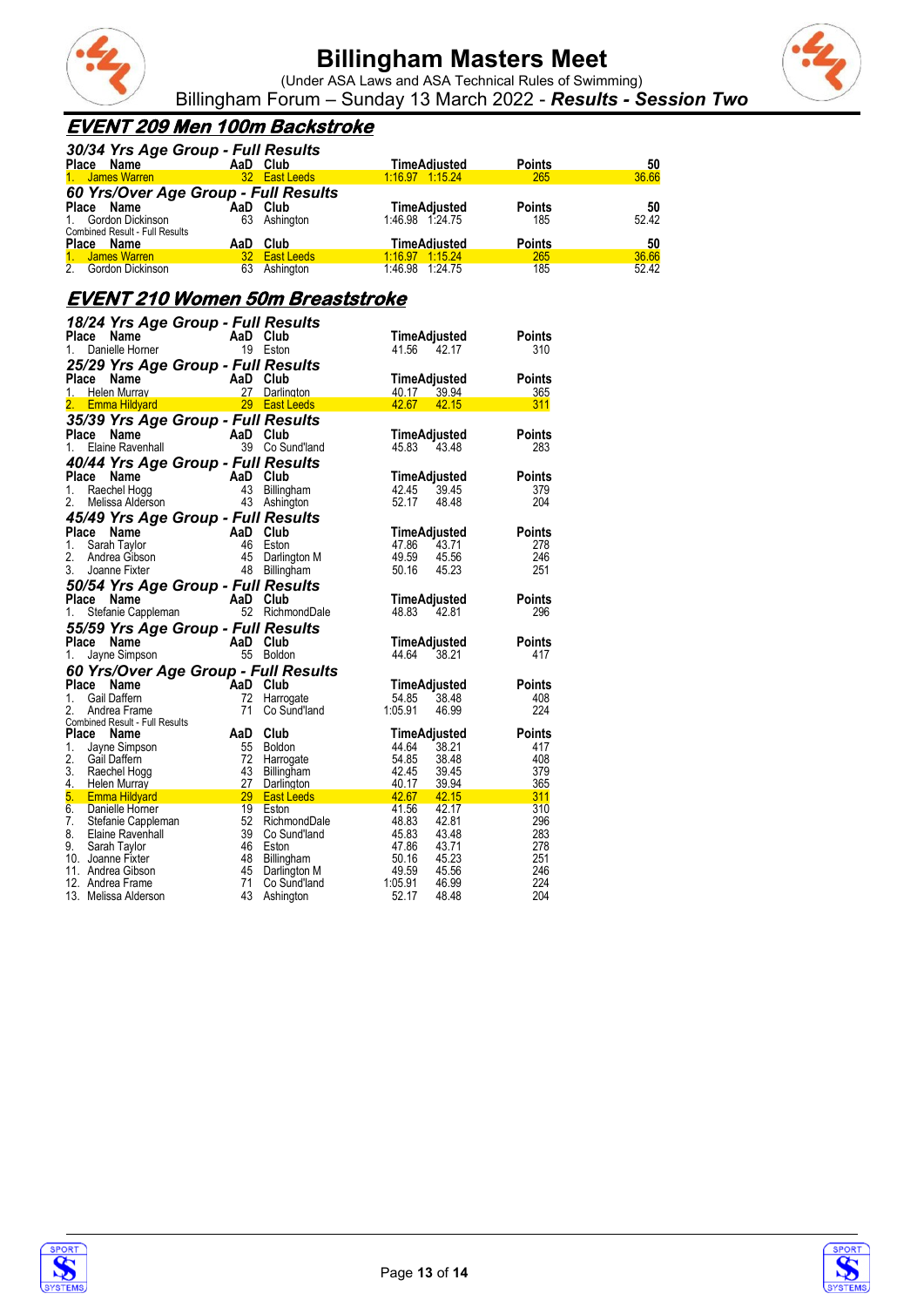# Billingham Masters Meet

(Under ASA Laws and ASA Technical Rules of Swimming)

Billingham Forum – Sunday 13 March 2022 - ***Results - Session Two***

## EVENT 209 Men 100m Backstroke

### 30/34 Yrs Age Group - Full Results

| Place | Name | AaD | Club | Time | Adjusted | Points | 50 |
|---|---|---|---|---|---|---|---|
| 1. | James Warren | 32 | East Leeds | 1:16.97 | 1:15.24 | 265 | 36.66 |

### 60 Yrs/Over Age Group - Full Results

| Place | Name | AaD | Club | Time | Adjusted | Points | 50 |
|---|---|---|---|---|---|---|---|
| 1. | Gordon Dickinson | 63 | Ashington | 1:46.98 | 1:24.75 | 185 | 52.42 |

Combined Result - Full Results

| Place | Name | AaD | Club | Time | Adjusted | Points | 50 |
|---|---|---|---|---|---|---|---|
| 1. | James Warren | 32 | East Leeds | 1:16.97 | 1:15.24 | 265 | 36.66 |
| 2. | Gordon Dickinson | 63 | Ashington | 1:46.98 | 1:24.75 | 185 | 52.42 |

## EVENT 210 Women 50m Breaststroke

### 18/24 Yrs Age Group - Full Results

| Place | Name | AaD | Club | Time | Adjusted | Points |
|---|---|---|---|---|---|---|
| 1. | Danielle Horner | 19 | Eston | 41.56 | 42.17 | 310 |

### 25/29 Yrs Age Group - Full Results

| Place | Name | AaD | Club | Time | Adjusted | Points |
|---|---|---|---|---|---|---|
| 1. | Helen Murray | 27 | Darlington | 40.17 | 39.94 | 365 |
| 2. | Emma Hildyard | 29 | East Leeds | 42.67 | 42.15 | 311 |

### 35/39 Yrs Age Group - Full Results

| Place | Name | AaD | Club | Time | Adjusted | Points |
|---|---|---|---|---|---|---|
| 1. | Elaine Ravenhall | 39 | Co Sund'land | 45.83 | 43.48 | 283 |

### 40/44 Yrs Age Group - Full Results

| Place | Name | AaD | Club | Time | Adjusted | Points |
|---|---|---|---|---|---|---|
| 1. | Raechel Hogg | 43 | Billingham | 42.45 | 39.45 | 379 |
| 2. | Melissa Alderson | 43 | Ashington | 52.17 | 48.48 | 204 |

### 45/49 Yrs Age Group - Full Results

| Place | Name | AaD | Club | Time | Adjusted | Points |
|---|---|---|---|---|---|---|
| 1. | Sarah Taylor | 46 | Eston | 47.86 | 43.71 | 278 |
| 2. | Andrea Gibson | 45 | Darlington M | 49.59 | 45.56 | 246 |
| 3. | Joanne Fixter | 48 | Billingham | 50.16 | 45.23 | 251 |

### 50/54 Yrs Age Group - Full Results

| Place | Name | AaD | Club | Time | Adjusted | Points |
|---|---|---|---|---|---|---|
| 1. | Stefanie Cappleman | 52 | RichmondDale | 48.83 | 42.81 | 296 |

### 55/59 Yrs Age Group - Full Results

| Place | Name | AaD | Club | Time | Adjusted | Points |
|---|---|---|---|---|---|---|
| 1. | Jayne Simpson | 55 | Boldon | 44.64 | 38.21 | 417 |

### 60 Yrs/Over Age Group - Full Results

| Place | Name | AaD | Club | Time | Adjusted | Points |
|---|---|---|---|---|---|---|
| 1. | Gail Daffern | 72 | Harrogate | 54.85 | 38.48 | 408 |
| 2. | Andrea Frame | 71 | Co Sund'land | 1:05.91 | 46.99 | 224 |

Combined Result - Full Results

| Place | Name | AaD | Club | Time | Adjusted | Points |
|---|---|---|---|---|---|---|
| 1. | Jayne Simpson | 55 | Boldon | 44.64 | 38.21 | 417 |
| 2. | Gail Daffern | 72 | Harrogate | 54.85 | 38.48 | 408 |
| 3. | Raechel Hogg | 43 | Billingham | 42.45 | 39.45 | 379 |
| 4. | Helen Murray | 27 | Darlington | 40.17 | 39.94 | 365 |
| 5. | Emma Hildyard | 29 | East Leeds | 42.67 | 42.15 | 311 |
| 6. | Danielle Horner | 19 | Eston | 41.56 | 42.17 | 310 |
| 7. | Stefanie Cappleman | 52 | RichmondDale | 48.83 | 42.81 | 296 |
| 8. | Elaine Ravenhall | 39 | Co Sund'land | 45.83 | 43.48 | 283 |
| 9. | Sarah Taylor | 46 | Eston | 47.86 | 43.71 | 278 |
| 10. | Joanne Fixter | 48 | Billingham | 50.16 | 45.23 | 251 |
| 11. | Andrea Gibson | 45 | Darlington M | 49.59 | 45.56 | 246 |
| 12. | Andrea Frame | 71 | Co Sund'land | 1:05.91 | 46.99 | 224 |
| 13. | Melissa Alderson | 43 | Ashington | 52.17 | 48.48 | 204 |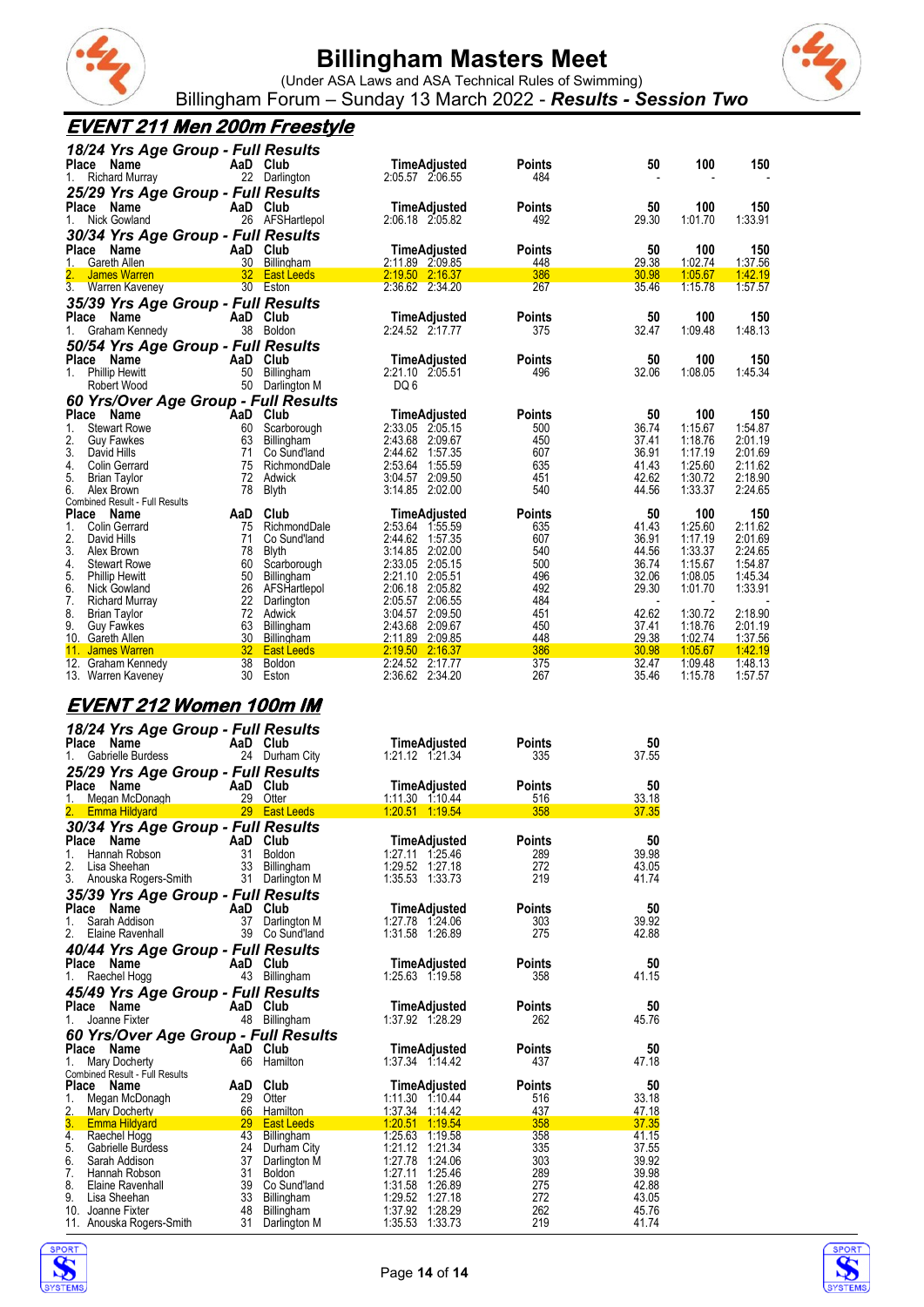# Billingham Masters Meet

(Under ASA Laws and ASA Technical Rules of Swimming)

Billingham Forum – Sunday 13 March 2022 - ***Results - Session Two***

## EVENT 211 Men 200m Freestyle

### 18/24 Yrs Age Group - Full Results

| Place | Name | AaD | Club | Time | Adjusted | Points | 50 | 100 | 150 |
|---|---|---|---|---|---|---|---|---|---|
| 1. | Richard Murray | 22 | Darlington | 2:05.57 | 2:06.55 | 484 | - | - | - |

### 25/29 Yrs Age Group - Full Results

| Place | Name | AaD | Club | Time | Adjusted | Points | 50 | 100 | 150 |
|---|---|---|---|---|---|---|---|---|---|
| 1. | Nick Gowland | 26 | AFSHartlepol | 2:06.18 | 2:05.82 | 492 | 29.30 | 1:01.70 | 1:33.91 |

### 30/34 Yrs Age Group - Full Results

| Place | Name | AaD | Club | Time | Adjusted | Points | 50 | 100 | 150 |
|---|---|---|---|---|---|---|---|---|---|
| 1. | Gareth Allen | 30 | Billingham | 2:11.89 | 2:09.85 | 448 | 29.38 | 1:02.74 | 1:37.56 |
| 2. | James Warren | 32 | East Leeds | 2:19.50 | 2:16.37 | 386 | 30.98 | 1:05.67 | 1:42.19 |
| 3. | Warren Kaveney | 30 | Eston | 2:36.62 | 2:34.20 | 267 | 35.46 | 1:15.78 | 1:57.57 |

### 35/39 Yrs Age Group - Full Results

| Place | Name | AaD | Club | Time | Adjusted | Points | 50 | 100 | 150 |
|---|---|---|---|---|---|---|---|---|---|
| 1. | Graham Kennedy | 38 | Boldon | 2:24.52 | 2:17.77 | 375 | 32.47 | 1:09.48 | 1:48.13 |

### 50/54 Yrs Age Group - Full Results

| Place | Name | AaD | Club | Time | Adjusted | Points | 50 | 100 | 150 |
|---|---|---|---|---|---|---|---|---|---|
| 1. | Phillip Hewitt | 50 | Billingham | 2:21.10 | 2:05.51 | 496 | 32.06 | 1:08.05 | 1:45.34 |
| | Robert Wood | 50 | Darlington M | DQ 6 | | | | | |

### 60 Yrs/Over Age Group - Full Results

| Place | Name | AaD | Club | Time | Adjusted | Points | 50 | 100 | 150 |
|---|---|---|---|---|---|---|---|---|---|
| 1. | Stewart Rowe | 60 | Scarborough | 2:33.05 | 2:05.15 | 500 | 36.74 | 1:15.67 | 1:54.87 |
| 2. | Guy Fawkes | 63 | Billingham | 2:43.68 | 2:09.67 | 450 | 37.41 | 1:18.76 | 2:01.19 |
| 3. | David Hills | 71 | Co Sund'land | 2:44.62 | 1:57.35 | 607 | 36.91 | 1:17.19 | 2:01.69 |
| 4. | Colin Gerrard | 75 | RichmondDale | 2:53.64 | 1:55.59 | 635 | 41.43 | 1:25.60 | 2:11.62 |
| 5. | Brian Taylor | 72 | Adwick | 3:04.57 | 2:09.50 | 451 | 42.62 | 1:30.72 | 2:18.90 |
| 6. | Alex Brown | 78 | Blyth | 3:14.85 | 2:02.00 | 540 | 44.56 | 1:33.37 | 2:24.65 |

Combined Result - Full Results

| Place | Name | AaD | Club | Time | Adjusted | Points | 50 | 100 | 150 |
|---|---|---|---|---|---|---|---|---|---|
| 1. | Colin Gerrard | 75 | RichmondDale | 2:53.64 | 1:55.59 | 635 | 41.43 | 1:25.60 | 2:11.62 |
| 2. | David Hills | 71 | Co Sund'land | 2:44.62 | 1:57.35 | 607 | 36.91 | 1:17.19 | 2:01.69 |
| 3. | Alex Brown | 78 | Blyth | 3:14.85 | 2:02.00 | 540 | 44.56 | 1:33.37 | 2:24.65 |
| 4. | Stewart Rowe | 60 | Scarborough | 2:33.05 | 2:05.15 | 500 | 36.74 | 1:15.67 | 1:54.87 |
| 5. | Phillip Hewitt | 50 | Billingham | 2:21.10 | 2:05.51 | 496 | 32.06 | 1:08.05 | 1:45.34 |
| 6. | Nick Gowland | 26 | AFSHartlepol | 2:06.18 | 2:05.82 | 492 | 29.30 | 1:01.70 | 1:33.91 |
| 7. | Richard Murray | 22 | Darlington | 2:05.57 | 2:06.55 | 484 | - | - | - |
| 8. | Brian Taylor | 72 | Adwick | 3:04.57 | 2:09.50 | 451 | 42.62 | 1:30.72 | 2:18.90 |
| 9. | Guy Fawkes | 63 | Billingham | 2:43.68 | 2:09.67 | 450 | 37.41 | 1:18.76 | 2:01.19 |
| 10. | Gareth Allen | 30 | Billingham | 2:11.89 | 2:09.85 | 448 | 29.38 | 1:02.74 | 1:37.56 |
| 11. | James Warren | 32 | East Leeds | 2:19.50 | 2:16.37 | 386 | 30.98 | 1:05.67 | 1:42.19 |
| 12. | Graham Kennedy | 38 | Boldon | 2:24.52 | 2:17.77 | 375 | 32.47 | 1:09.48 | 1:48.13 |
| 13. | Warren Kaveney | 30 | Eston | 2:36.62 | 2:34.20 | 267 | 35.46 | 1:15.78 | 1:57.57 |

## EVENT 212 Women 100m IM

### 18/24 Yrs Age Group - Full Results

| Place | Name | AaD | Club | Time | Adjusted | Points | 50 |
|---|---|---|---|---|---|---|---|
| 1. | Gabrielle Burdess | 24 | Durham City | 1:21.12 | 1:21.34 | 335 | 37.55 |

### 25/29 Yrs Age Group - Full Results

| Place | Name | AaD | Club | Time | Adjusted | Points | 50 |
|---|---|---|---|---|---|---|---|
| 1. | Megan McDonagh | 29 | Otter | 1:11.30 | 1:10.44 | 516 | 33.18 |
| 2. | Emma Hildyard | 29 | East Leeds | 1:20.51 | 1:19.54 | 358 | 37.35 |

### 30/34 Yrs Age Group - Full Results

| Place | Name | AaD | Club | Time | Adjusted | Points | 50 |
|---|---|---|---|---|---|---|---|
| 1. | Hannah Robson | 31 | Boldon | 1:27.11 | 1:25.46 | 289 | 39.98 |
| 2. | Lisa Sheehan | 33 | Billingham | 1:29.52 | 1:27.18 | 272 | 43.05 |
| 3. | Anouska Rogers-Smith | 31 | Darlington M | 1:35.53 | 1:33.73 | 219 | 41.74 |

### 35/39 Yrs Age Group - Full Results

| Place | Name | AaD | Club | Time | Adjusted | Points | 50 |
|---|---|---|---|---|---|---|---|
| 1. | Sarah Addison | 37 | Darlington M | 1:27.78 | 1:24.06 | 303 | 39.92 |
| 2. | Elaine Ravenhall | 39 | Co Sund'land | 1:31.58 | 1:26.89 | 275 | 42.88 |

### 40/44 Yrs Age Group - Full Results

| Place | Name | AaD | Club | Time | Adjusted | Points | 50 |
|---|---|---|---|---|---|---|---|
| 1. | Raechel Hogg | 43 | Billingham | 1:25.63 | 1:19.58 | 358 | 41.15 |

### 45/49 Yrs Age Group - Full Results

| Place | Name | AaD | Club | Time | Adjusted | Points | 50 |
|---|---|---|---|---|---|---|---|
| 1. | Joanne Fixter | 48 | Billingham | 1:37.92 | 1:28.29 | 262 | 45.76 |

### 60 Yrs/Over Age Group - Full Results

| Place | Name | AaD | Club | Time | Adjusted | Points | 50 |
|---|---|---|---|---|---|---|---|
| 1. | Mary Docherty | 66 | Hamilton | 1:37.34 | 1:14.42 | 437 | 47.18 |

Combined Result - Full Results

| Place | Name | AaD | Club | Time | Adjusted | Points | 50 |
|---|---|---|---|---|---|---|---|
| 1. | Megan McDonagh | 29 | Otter | 1:11.30 | 1:10.44 | 516 | 33.18 |
| 2. | Mary Docherty | 66 | Hamilton | 1:37.34 | 1:14.42 | 437 | 47.18 |
| 3. | Emma Hildyard | 29 | East Leeds | 1:20.51 | 1:19.54 | 358 | 37.35 |
| 4. | Raechel Hogg | 43 | Billingham | 1:25.63 | 1:19.58 | 358 | 41.15 |
| 5. | Gabrielle Burdess | 24 | Durham City | 1:21.12 | 1:21.34 | 335 | 37.55 |
| 6. | Sarah Addison | 37 | Darlington M | 1:27.78 | 1:24.06 | 303 | 39.92 |
| 7. | Hannah Robson | 31 | Boldon | 1:27.11 | 1:25.46 | 289 | 39.98 |
| 8. | Elaine Ravenhall | 39 | Co Sund'land | 1:31.58 | 1:26.89 | 275 | 42.88 |
| 9. | Lisa Sheehan | 33 | Billingham | 1:29.52 | 1:27.18 | 272 | 43.05 |
| 10. | Joanne Fixter | 48 | Billingham | 1:37.92 | 1:28.29 | 262 | 45.76 |
| 11. | Anouska Rogers-Smith | 31 | Darlington M | 1:35.53 | 1:33.73 | 219 | 41.74 |